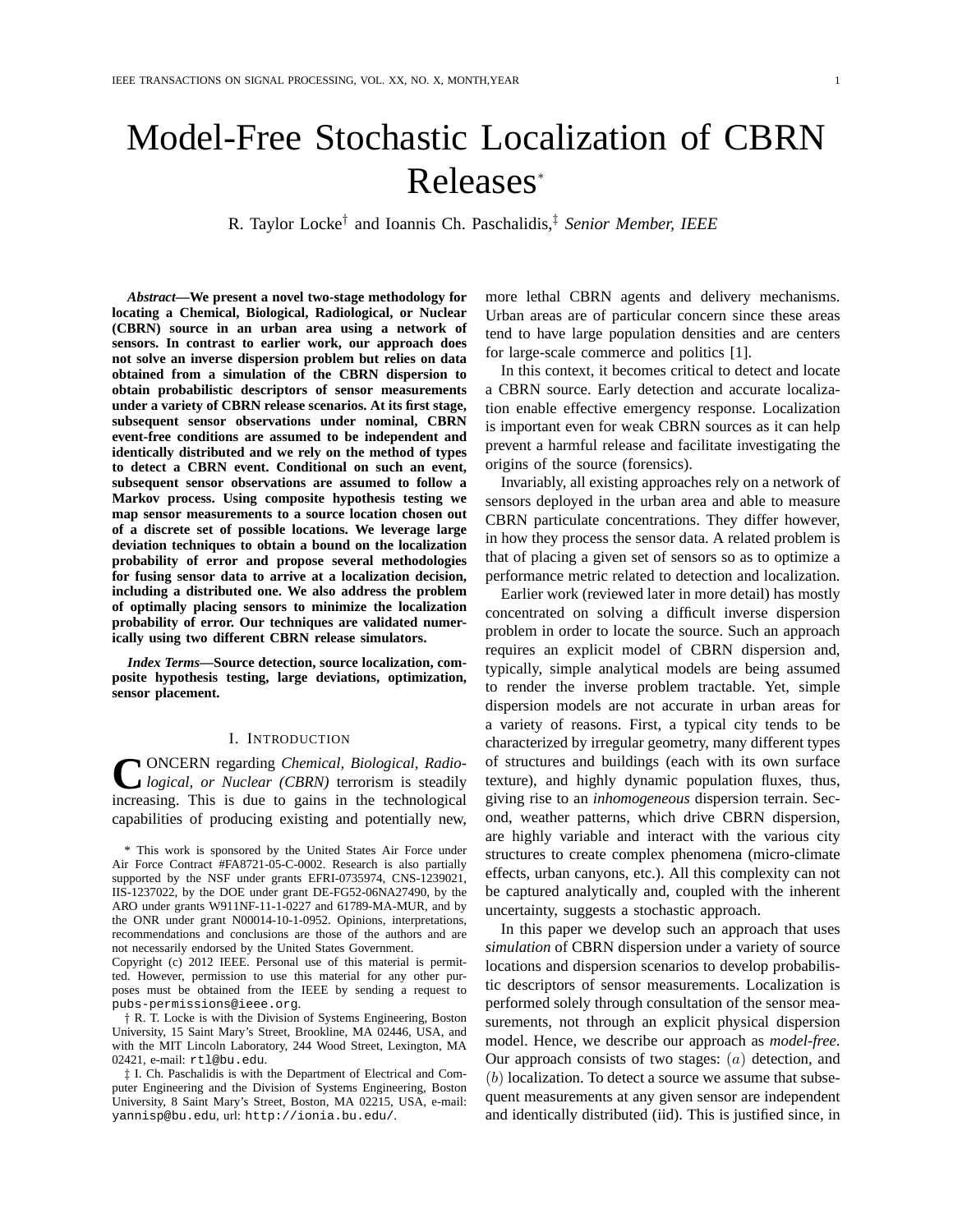# Model-Free Stochastic Localization of CBRN Releases*

R. Taylor Locke† and Ioannis Ch. Paschalidis,‡ *Senior Member, IEEE*

***Abstract*—We present a novel two-stage methodology for locating a Chemical, Biological, Radiological, or Nuclear (CBRN) source in an urban area using a network of sensors. In contrast to earlier work, our approach does not solve an inverse dispersion problem but relies on data obtained from a simulation of the CBRN dispersion to obtain probabilistic descriptors of sensor measurements under a variety of CBRN release scenarios. At its first stage, subsequent sensor observations under nominal, CBRN event-free conditions are assumed to be independent and identically distributed and we rely on the method of types to detect a CBRN event. Conditional on such an event, subsequent sensor observations are assumed to follow a Markov process. Using composite hypothesis testing we map sensor measurements to a source location chosen out of a discrete set of possible locations. We leverage large deviation techniques to obtain a bound on the localization probability of error and propose several methodologies for fusing sensor data to arrive at a localization decision, including a distributed one. We also address the problem of optimally placing sensors to minimize the localization probability of error. Our techniques are validated numerically using two different CBRN release simulators.**

***Index Terms*—Source detection, source localization, composite hypothesis testing, large deviations, optimization, sensor placement.**

## I. Introduction

Concern regarding *Chemical, Biological, Radiological, or Nuclear (CBRN)* terrorism is steadily increasing. This is due to gains in the technological capabilities of producing existing and potentially new, more lethal CBRN agents and delivery mechanisms. Urban areas are of particular concern since these areas tend to have large population densities and are centers for large-scale commerce and politics [1].

In this context, it becomes critical to detect and locate a CBRN source. Early detection and accurate localization enable effective emergency response. Localization is important even for weak CBRN sources as it can help prevent a harmful release and facilitate investigating the origins of the source (forensics).

Invariably, all existing approaches rely on a network of sensors deployed in the urban area and able to measure CBRN particulate concentrations. They differ however, in how they process the sensor data. A related problem is that of placing a given set of sensors so as to optimize a performance metric related to detection and localization.

Earlier work (reviewed later in more detail) has mostly concentrated on solving a difficult inverse dispersion problem in order to locate the source. Such an approach requires an explicit model of CBRN dispersion and, typically, simple analytical models are being assumed to render the inverse problem tractable. Yet, simple dispersion models are not accurate in urban areas for a variety of reasons. First, a typical city tends to be characterized by irregular geometry, many different types of structures and buildings (each with its own surface texture), and highly dynamic population fluxes, thus, giving rise to an *inhomogeneous* dispersion terrain. Second, weather patterns, which drive CBRN dispersion, are highly variable and interact with the various city structures to create complex phenomena (micro-climate effects, urban canyons, etc.). All this complexity can not be captured analytically and, coupled with the inherent uncertainty, suggests a stochastic approach.

In this paper we develop such an approach that uses *simulation* of CBRN dispersion under a variety of source locations and dispersion scenarios to develop probabilistic descriptors of sensor measurements. Localization is performed solely through consultation of the sensor measurements, not through an explicit physical dispersion model. Hence, we describe our approach as *model-free*. Our approach consists of two stages: $(a)$ detection, and $(b)$ localization. To detect a source we assume that subsequent measurements at any given sensor are independent and identically distributed (iid). This is justified since, in

---

\* This work is sponsored by the United States Air Force under Air Force Contract #FA8721-05-C-0002. Research is also partially supported by the NSF under grants EFRI-0735974, CNS-1239021, IIS-1237022, by the DOE under grant DE-FG52-06NA27490, by the ARO under grants W911NF-11-1-0227 and 61789-MA-MUR, and by the ONR under grant N00014-10-1-0952. Opinions, interpretations, recommendations and conclusions are those of the authors and are not necessarily endorsed by the United States Government.

Copyright (c) 2012 IEEE. Personal use of this material is permitted. However, permission to use this material for any other purposes must be obtained from the IEEE by sending a request to pubs-permissions@ieee.org.

† R. T. Locke is with the Division of Systems Engineering, Boston University, 15 Saint Mary's Street, Brookline, MA 02446, USA, and with the MIT Lincoln Laboratory, 244 Wood Street, Lexington, MA 02421, e-mail: rtl@bu.edu.

‡ I. Ch. Paschalidis is with the Department of Electrical and Computer Engineering and the Division of Systems Engineering, Boston University, 8 Saint Mary's Street, Boston, MA 02215, USA, e-mail: yannisp@bu.edu, url: http://ionia.bu.edu/.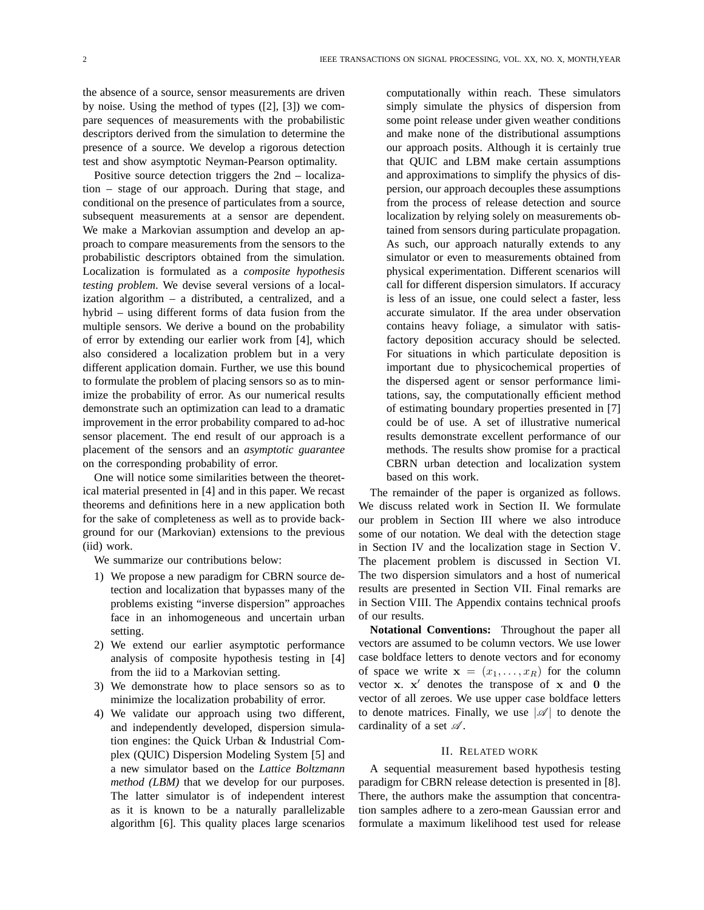the absence of a source, sensor measurements are driven by noise. Using the method of types ([2], [3]) we compare sequences of measurements with the probabilistic descriptors derived from the simulation to determine the presence of a source. We develop a rigorous detection test and show asymptotic Neyman-Pearson optimality.

Positive source detection triggers the 2nd – localization – stage of our approach. During that stage, and conditional on the presence of particulates from a source, subsequent measurements at a sensor are dependent. We make a Markovian assumption and develop an approach to compare measurements from the sensors to the probabilistic descriptors obtained from the simulation. Localization is formulated as a *composite hypothesis testing problem*. We devise several versions of a localization algorithm – a distributed, a centralized, and a hybrid – using different forms of data fusion from the multiple sensors. We derive a bound on the probability of error by extending our earlier work from [4], which also considered a localization problem but in a very different application domain. Further, we use this bound to formulate the problem of placing sensors so as to minimize the probability of error. As our numerical results demonstrate such an optimization can lead to a dramatic improvement in the error probability compared to ad-hoc sensor placement. The end result of our approach is a placement of the sensors and an *asymptotic guarantee* on the corresponding probability of error.

One will notice some similarities between the theoretical material presented in [4] and in this paper. We recast theorems and definitions here in a new application both for the sake of completeness as well as to provide background for our (Markovian) extensions to the previous (iid) work.

We summarize our contributions below:

1) We propose a new paradigm for CBRN source detection and localization that bypasses many of the problems existing "inverse dispersion" approaches face in an inhomogeneous and uncertain urban setting.
2) We extend our earlier asymptotic performance analysis of composite hypothesis testing in [4] from the iid to a Markovian setting.
3) We demonstrate how to place sensors so as to minimize the localization probability of error.
4) We validate our approach using two different, and independently developed, dispersion simulation engines: the Quick Urban & Industrial Complex (QUIC) Dispersion Modeling System [5] and a new simulator based on the *Lattice Boltzmann method (LBM)* that we develop for our purposes. The latter simulator is of independent interest as it is known to be a naturally parallelizable algorithm [6]. This quality places large scenarios computationally within reach. These simulators simply simulate the physics of dispersion from some point release under given weather conditions and make none of the distributional assumptions our approach posits. Although it is certainly true that QUIC and LBM make certain assumptions and approximations to simplify the physics of dispersion, our approach decouples these assumptions from the process of release detection and source localization by relying solely on measurements obtained from sensors during particulate propagation. As such, our approach naturally extends to any simulator or even to measurements obtained from physical experimentation. Different scenarios will call for different dispersion simulators. If accuracy is less of an issue, one could select a faster, less accurate simulator. If the area under observation contains heavy foliage, a simulator with satisfactory deposition accuracy should be selected. For situations in which particulate deposition is important due to physicochemical properties of the dispersed agent or sensor performance limitations, say, the computationally efficient method of estimating boundary properties presented in [7] could be of use. A set of illustrative numerical results demonstrate excellent performance of our methods. The results show promise for a practical CBRN urban detection and localization system based on this work.

The remainder of the paper is organized as follows. We discuss related work in Section II. We formulate our problem in Section III where we also introduce some of our notation. We deal with the detection stage in Section IV and the localization stage in Section V. The placement problem is discussed in Section VI. The two dispersion simulators and a host of numerical results are presented in Section VII. Final remarks are in Section VIII. The Appendix contains technical proofs of our results.

**Notational Conventions:** Throughout the paper all vectors are assumed to be column vectors. We use lower case boldface letters to denote vectors and for economy of space we write $\mathbf{x} = (x_1, \ldots, x_R)$ for the column vector $\mathbf{x}$. $\mathbf{x}'$ denotes the transpose of $\mathbf{x}$ and $\mathbf{0}$ the vector of all zeroes. We use upper case boldface letters to denote matrices. Finally, we use $|\mathscr{A}|$ to denote the cardinality of a set $\mathscr{A}$.

## II. Related work

A sequential measurement based hypothesis testing paradigm for CBRN release detection is presented in [8]. There, the authors make the assumption that concentration samples adhere to a zero-mean Gaussian error and formulate a maximum likelihood test used for release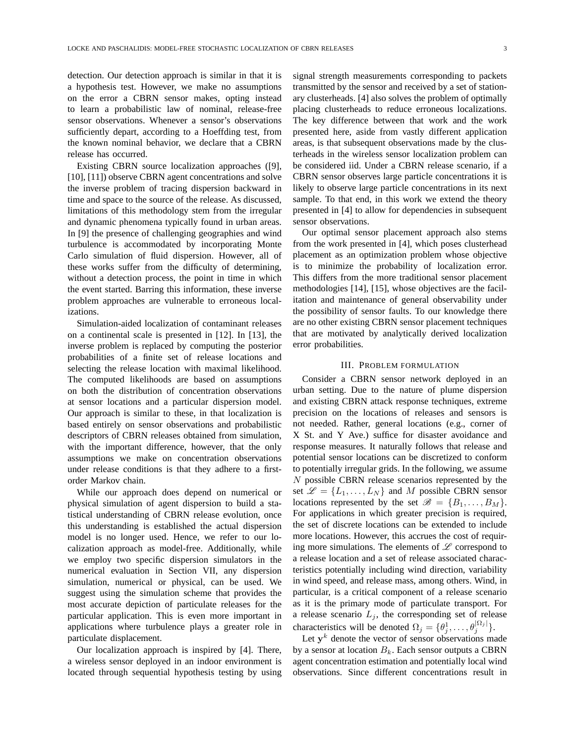detection. Our detection approach is similar in that it is a hypothesis test. However, we make no assumptions on the error a CBRN sensor makes, opting instead to learn a probabilistic law of nominal, release-free sensor observations. Whenever a sensor's observations sufficiently depart, according to a Hoeffding test, from the known nominal behavior, we declare that a CBRN release has occurred.

Existing CBRN source localization approaches ([9], [10], [11]) observe CBRN agent concentrations and solve the inverse problem of tracing dispersion backward in time and space to the source of the release. As discussed, limitations of this methodology stem from the irregular and dynamic phenomena typically found in urban areas. In [9] the presence of challenging geographies and wind turbulence is accommodated by incorporating Monte Carlo simulation of fluid dispersion. However, all of these works suffer from the difficulty of determining, without a detection process, the point in time in which the event started. Barring this information, these inverse problem approaches are vulnerable to erroneous localizations.

Simulation-aided localization of contaminant releases on a continental scale is presented in [12]. In [13], the inverse problem is replaced by computing the posterior probabilities of a finite set of release locations and selecting the release location with maximal likelihood. The computed likelihoods are based on assumptions on both the distribution of concentration observations at sensor locations and a particular dispersion model. Our approach is similar to these, in that localization is based entirely on sensor observations and probabilistic descriptors of CBRN releases obtained from simulation, with the important difference, however, that the only assumptions we make on concentration observations under release conditions is that they adhere to a first-order Markov chain.

While our approach does depend on numerical or physical simulation of agent dispersion to build a statistical understanding of CBRN release evolution, once this understanding is established the actual dispersion model is no longer used. Hence, we refer to our localization approach as model-free. Additionally, while we employ two specific dispersion simulators in the numerical evaluation in Section VII, any dispersion simulation, numerical or physical, can be used. We suggest using the simulation scheme that provides the most accurate depiction of particulate releases for the particular application. This is even more important in applications where turbulence plays a greater role in particulate displacement.

Our localization approach is inspired by [4]. There, a wireless sensor deployed in an indoor environment is located through sequential hypothesis testing by using signal strength measurements corresponding to packets transmitted by the sensor and received by a set of stationary clusterheads. [4] also solves the problem of optimally placing clusterheads to reduce erroneous localizations. The key difference between that work and the work presented here, aside from vastly different application areas, is that subsequent observations made by the clusterheads in the wireless sensor localization problem can be considered iid. Under a CBRN release scenario, if a CBRN sensor observes large particle concentrations it is likely to observe large particle concentrations in its next sample. To that end, in this work we extend the theory presented in [4] to allow for dependencies in subsequent sensor observations.

Our optimal sensor placement approach also stems from the work presented in [4], which poses clusterhead placement as an optimization problem whose objective is to minimize the probability of localization error. This differs from the more traditional sensor placement methodologies [14], [15], whose objectives are the facilitation and maintenance of general observability under the possibility of sensor faults. To our knowledge there are no other existing CBRN sensor placement techniques that are motivated by analytically derived localization error probabilities.

## III. Problem formulation

Consider a CBRN sensor network deployed in an urban setting. Due to the nature of plume dispersion and existing CBRN attack response techniques, extreme precision on the locations of releases and sensors is not needed. Rather, general locations (e.g., corner of X St. and Y Ave.) suffice for disaster avoidance and response measures. It naturally follows that release and potential sensor locations can be discretized to conform to potentially irregular grids. In the following, we assume $N$ possible CBRN release scenarios represented by the set $\mathscr{L} = \{L_1, \ldots, L_N\}$ and $M$ possible CBRN sensor locations represented by the set $\mathscr{B} = \{B_1, \ldots, B_M\}$. For applications in which greater precision is required, the set of discrete locations can be extended to include more locations. However, this accrues the cost of requiring more simulations. The elements of $\mathscr{L}$ correspond to a release location and a set of release associated characteristics potentially including wind direction, variability in wind speed, and release mass, among others. Wind, in particular, is a critical component of a release scenario as it is the primary mode of particulate transport. For a release scenario $L_j$, the corresponding set of release characteristics will be denoted $\Omega_j = \{\theta_j^1, \ldots, \theta_j^{|\Omega_j|}\}$.

Let $\mathbf{y}^k$ denote the vector of sensor observations made by a sensor at location $B_k$. Each sensor outputs a CBRN agent concentration estimation and potentially local wind observations. Since different concentrations result in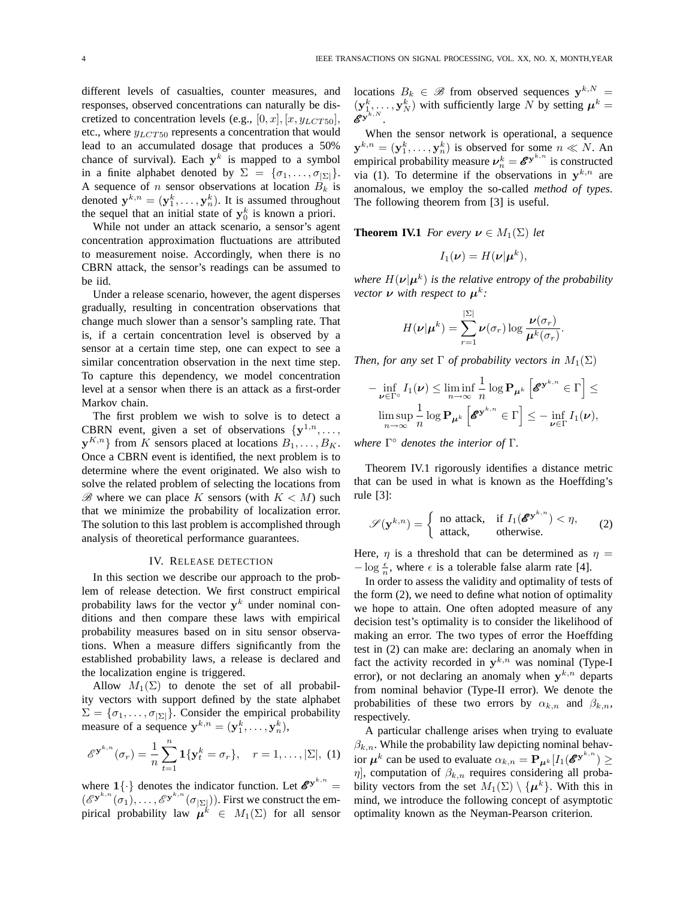different levels of casualties, counter measures, and responses, observed concentrations can naturally be discretized to concentration levels (e.g., $[0, x], [x, y_{LCT50}]$, etc., where $y_{LCT50}$ represents a concentration that would lead to an accumulated dosage that produces a 50% chance of survival). Each $\mathbf{y}^k$ is mapped to a symbol in a finite alphabet denoted by $\Sigma = \{\sigma_1, \ldots, \sigma_{|\Sigma|}\}$. A sequence of $n$ sensor observations at location $B_k$ is denoted $\mathbf{y}^{k,n} = (\mathbf{y}_1^k, \ldots, \mathbf{y}_n^k)$. It is assumed throughout the sequel that an initial state of $\mathbf{y}_0^k$ is known a priori.

While not under an attack scenario, a sensor's agent concentration approximation fluctuations are attributed to measurement noise. Accordingly, when there is no CBRN attack, the sensor's readings can be assumed to be iid.

Under a release scenario, however, the agent disperses gradually, resulting in concentration observations that change much slower than a sensor's sampling rate. That is, if a certain concentration level is observed by a sensor at a certain time step, one can expect to see a similar concentration observation in the next time step. To capture this dependency, we model concentration level at a sensor when there is an attack as a first-order Markov chain.

The first problem we wish to solve is to detect a CBRN event, given a set of observations $\{\mathbf{y}^{1,n}, \ldots, \mathbf{y}^{K,n}\}$ from $K$ sensors placed at locations $B_1, \ldots, B_K$. Once a CBRN event is identified, the next problem is to determine where the event originated. We also wish to solve the related problem of selecting the locations from $\mathscr{B}$ where we can place $K$ sensors (with $K < M$) such that we minimize the probability of localization error. The solution to this last problem is accomplished through analysis of theoretical performance guarantees.

## IV. Release detection

In this section we describe our approach to the problem of release detection. We first construct empirical probability laws for the vector $\mathbf{y}^k$ under nominal conditions and then compare these laws with empirical probability measures based on in situ sensor observations. When a measure differs significantly from the established probability laws, a release is declared and the localization engine is triggered.

Allow $M_1(\Sigma)$ to denote the set of all probability vectors with support defined by the state alphabet $\Sigma = \{\sigma_1, \ldots, \sigma_{|\Sigma|}\}$. Consider the empirical probability measure of a sequence $\mathbf{y}^{k,n} = (\mathbf{y}_1^k, \ldots, \mathbf{y}_n^k)$,

$$\mathscr{E}^{\mathbf{y}^{k,n}}(\sigma_r) = \frac{1}{n} \sum_{t=1}^{n} \mathbf{1}\{\mathbf{y}_t^k = \sigma_r\}, \quad r = 1, \ldots, |\Sigma|, \tag{1}$$

where $\mathbf{1}\{\cdot\}$ denotes the indicator function. Let $\boldsymbol{\mathscr{E}}^{\mathbf{y}^{k,n}} = (\mathscr{E}^{\mathbf{y}^{k,n}}(\sigma_1), \ldots, \mathscr{E}^{\mathbf{y}^{k,n}}(\sigma_{|\Sigma|}))$. First we construct the empirical probability law $\boldsymbol{\mu}^k \in M_1(\Sigma)$ for all sensor locations $B_k \in \mathscr{B}$ from observed sequences $\mathbf{y}^{k,N} = (\mathbf{y}_1^k, \ldots, \mathbf{y}_N^k)$ with sufficiently large $N$ by setting $\boldsymbol{\mu}^k = \boldsymbol{\mathscr{E}}^{\mathbf{y}^{k,N}}$.

When the sensor network is operational, a sequence $\mathbf{y}^{k,n} = (\mathbf{y}_1^k, \ldots, \mathbf{y}_n^k)$ is observed for some $n \ll N$. An empirical probability measure $\boldsymbol{\nu}_n^k = \boldsymbol{\mathscr{E}}^{\mathbf{y}^{k,n}}$ is constructed via (1). To determine if the observations in $\mathbf{y}^{k,n}$ are anomalous, we employ the so-called *method of types*. The following theorem from [3] is useful.

**Theorem IV.1** *For every $\boldsymbol{\nu} \in M_1(\Sigma)$ let*

$$I_1(\boldsymbol{\nu}) = H(\boldsymbol{\nu}|\boldsymbol{\mu}^k),$$

*where $H(\boldsymbol{\nu}|\boldsymbol{\mu}^k)$ is the relative entropy of the probability vector $\boldsymbol{\nu}$ with respect to $\boldsymbol{\mu}^k$:*

$$H(\boldsymbol{\nu}|\boldsymbol{\mu}^k) = \sum_{r=1}^{|\Sigma|} \boldsymbol{\nu}(\sigma_r) \log \frac{\boldsymbol{\nu}(\sigma_r)}{\boldsymbol{\mu}^k(\sigma_r)}.$$

*Then, for any set $\Gamma$ of probability vectors in $M_1(\Sigma)$*

$$-\inf_{\boldsymbol{\nu} \in \Gamma^\circ} I_1(\boldsymbol{\nu}) \leq \liminf_{n \to \infty} \frac{1}{n} \log \mathbf{P}_{\boldsymbol{\mu}^k}\left[\boldsymbol{\mathscr{E}}^{\mathbf{y}^{k,n}} \in \Gamma\right] \leq$$
$$\limsup_{n \to \infty} \frac{1}{n} \log \mathbf{P}_{\boldsymbol{\mu}^k}\left[\boldsymbol{\mathscr{E}}^{\mathbf{y}^{k,n}} \in \Gamma\right] \leq -\inf_{\boldsymbol{\nu} \in \Gamma} I_1(\boldsymbol{\nu}),$$

*where $\Gamma^\circ$ denotes the interior of $\Gamma$.*

Theorem IV.1 rigorously identifies a distance metric that can be used in what is known as the Hoeffding's rule [3]:

$$\mathscr{S}(\mathbf{y}^{k,n}) = \begin{cases} \text{no attack}, & \text{if } I_1(\boldsymbol{\mathscr{E}}^{\mathbf{y}^{k,n}}) < \eta, \\ \text{attack}, & \text{otherwise.} \end{cases} \tag{2}$$

Here, $\eta$ is a threshold that can be determined as $\eta = -\log \frac{\epsilon}{n}$, where $\epsilon$ is a tolerable false alarm rate [4].

In order to assess the validity and optimality of tests of the form (2), we need to define what notion of optimality we hope to attain. One often adopted measure of any decision test's optimality is to consider the likelihood of making an error. The two types of error the Hoeffding test in (2) can make are: declaring an anomaly when in fact the activity recorded in $\mathbf{y}^{k,n}$ was nominal (Type-I error), or not declaring an anomaly when $\mathbf{y}^{k,n}$ departs from nominal behavior (Type-II error). We denote the probabilities of these two errors by $\alpha_{k,n}$ and $\beta_{k,n}$, respectively.

A particular challenge arises when trying to evaluate $\beta_{k,n}$. While the probability law depicting nominal behavior $\boldsymbol{\mu}^k$ can be used to evaluate $\alpha_{k,n} = \mathbf{P}_{\boldsymbol{\mu}^k}[I_1(\boldsymbol{\mathscr{E}}^{\mathbf{y}^{k,n}}) \geq \eta]$, computation of $\beta_{k,n}$ requires considering all probability vectors from the set $M_1(\Sigma) \setminus \{\boldsymbol{\mu}^k\}$. With this in mind, we introduce the following concept of asymptotic optimality known as the Neyman-Pearson criterion.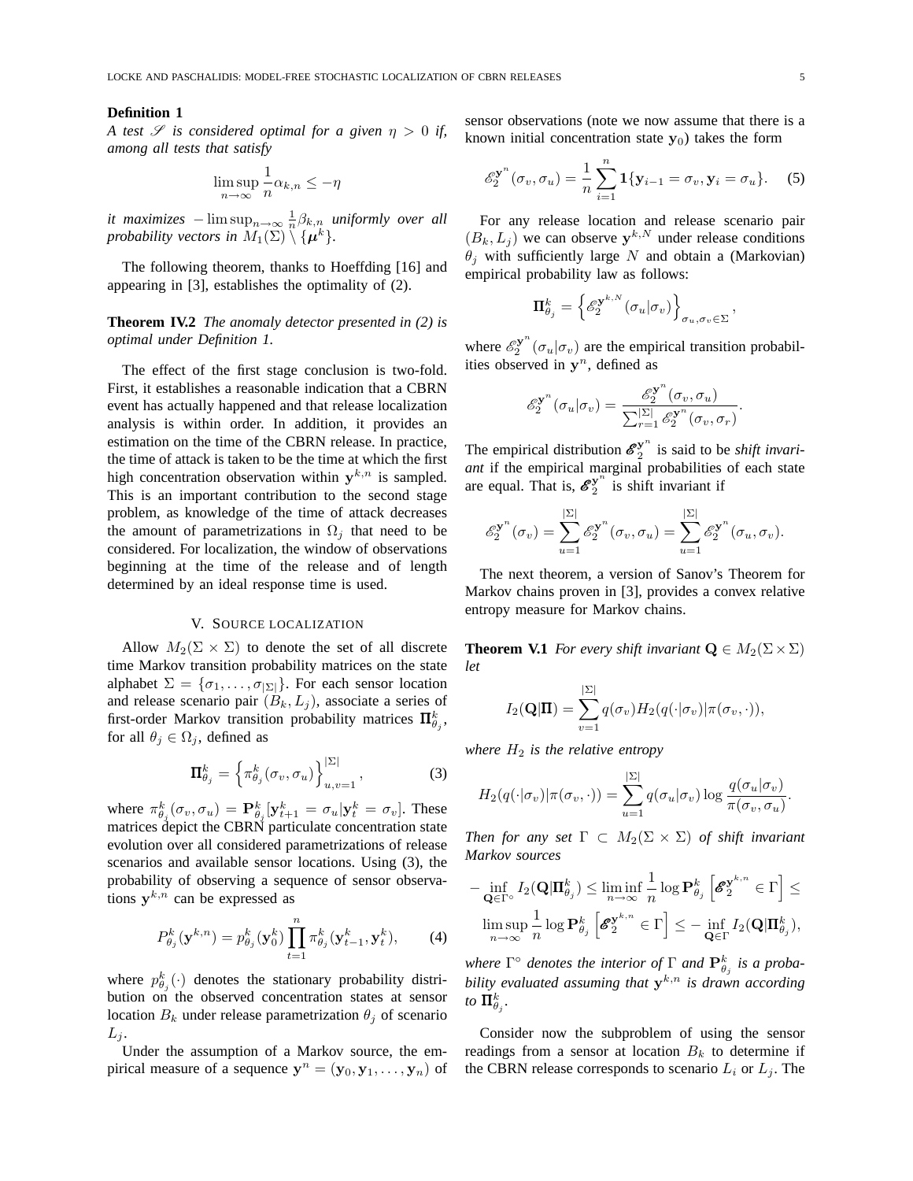**Definition 1**
*A test $\mathscr{S}$ is considered optimal for a given $\eta > 0$ if, among all tests that satisfy*

$$\limsup_{n\to\infty} \frac{1}{n}\alpha_{k,n} \leq -\eta$$

*it maximizes $-\limsup_{n\to\infty} \frac{1}{n}\beta_{k,n}$ uniformly over all probability vectors in $M_1(\Sigma)\setminus\{\boldsymbol{\mu}^k\}$.*

The following theorem, thanks to Hoeffding [16] and appearing in [3], establishes the optimality of (2).

**Theorem IV.2** *The anomaly detector presented in (2) is optimal under Definition 1.*

The effect of the first stage conclusion is two-fold. First, it establishes a reasonable indication that a CBRN event has actually happened and that release localization analysis is within order. In addition, it provides an estimation on the time of the CBRN release. In practice, the time of attack is taken to be the time at which the first high concentration observation within $\mathbf{y}^{k,n}$ is sampled. This is an important contribution to the second stage problem, as knowledge of the time of attack decreases the amount of parametrizations in $\Omega_j$ that need to be considered. For localization, the window of observations beginning at the time of the release and of length determined by an ideal response time is used.

## V. Source localization

Allow $M_2(\Sigma\times\Sigma)$ to denote the set of all discrete time Markov transition probability matrices on the state alphabet $\Sigma = \{\sigma_1,\ldots,\sigma_{|\Sigma|}\}$. For each sensor location and release scenario pair $(B_k, L_j)$, associate a series of first-order Markov transition probability matrices $\mathbf{\Pi}^k_{\theta_j}$, for all $\theta_j\in\Omega_j$, defined as

$$\mathbf{\Pi}^k_{\theta_j} = \left\{\pi^k_{\theta_j}(\sigma_v,\sigma_u)\right\}^{|\Sigma|}_{u,v=1}, \qquad (3)$$

where $\pi^k_{\theta_j}(\sigma_v,\sigma_u) = \mathbf{P}^k_{\theta_j}[\mathbf{y}^k_{t+1}=\sigma_u|\mathbf{y}^k_t=\sigma_v]$. These matrices depict the CBRN particulate concentration state evolution over all considered parametrizations of release scenarios and available sensor locations. Using (3), the probability of observing a sequence of sensor observations $\mathbf{y}^{k,n}$ can be expressed as

$$P^k_{\theta_j}(\mathbf{y}^{k,n}) = p^k_{\theta_j}(\mathbf{y}^k_0)\prod_{t=1}^{n}\pi^k_{\theta_j}(\mathbf{y}^k_{t-1},\mathbf{y}^k_t), \qquad (4)$$

where $p^k_{\theta_j}(\cdot)$ denotes the stationary probability distribution on the observed concentration states at sensor location $B_k$ under release parametrization $\theta_j$ of scenario $L_j$.

Under the assumption of a Markov source, the empirical measure of a sequence $\mathbf{y}^n = (\mathbf{y}_0,\mathbf{y}_1,\ldots,\mathbf{y}_n)$ of sensor observations (note we now assume that there is a known initial concentration state $\mathbf{y}_0$) takes the form

$$\mathscr{E}_2^{\mathbf{y}^n}(\sigma_v,\sigma_u) = \frac{1}{n}\sum_{i=1}^{n}\mathbf{1}\{\mathbf{y}_{i-1}=\sigma_v,\mathbf{y}_i=\sigma_u\}. \qquad (5)$$

For any release location and release scenario pair $(B_k, L_j)$ we can observe $\mathbf{y}^{k,N}$ under release conditions $\theta_j$ with sufficiently large $N$ and obtain a (Markovian) empirical probability law as follows:

$$\mathbf{\Pi}^k_{\theta_j} = \left\{\mathscr{E}_2^{\mathbf{y}^{k,N}}(\sigma_u|\sigma_v)\right\}_{\sigma_u,\sigma_v\in\Sigma},$$

where $\mathscr{E}_2^{\mathbf{y}^n}(\sigma_u|\sigma_v)$ are the empirical transition probabilities observed in $\mathbf{y}^n$, defined as

$$\mathscr{E}_2^{\mathbf{y}^n}(\sigma_u|\sigma_v) = \frac{\mathscr{E}_2^{\mathbf{y}^n}(\sigma_v,\sigma_u)}{\sum_{r=1}^{|\Sigma|}\mathscr{E}_2^{\mathbf{y}^n}(\sigma_v,\sigma_r)}.$$

The empirical distribution $\boldsymbol{\mathscr{E}}_2^{\mathbf{y}^n}$ is said to be *shift invariant* if the empirical marginal probabilities of each state are equal. That is, $\boldsymbol{\mathscr{E}}_2^{\mathbf{y}^n}$ is shift invariant if

$$\mathscr{E}_2^{\mathbf{y}^n}(\sigma_v) = \sum_{u=1}^{|\Sigma|}\mathscr{E}_2^{\mathbf{y}^n}(\sigma_v,\sigma_u) = \sum_{u=1}^{|\Sigma|}\mathscr{E}_2^{\mathbf{y}^n}(\sigma_u,\sigma_v).$$

The next theorem, a version of Sanov's Theorem for Markov chains proven in [3], provides a convex relative entropy measure for Markov chains.

**Theorem V.1** *For every shift invariant $\mathbf{Q}\in M_2(\Sigma\times\Sigma)$ let*

$$I_2(\mathbf{Q}|\mathbf{\Pi}) = \sum_{v=1}^{|\Sigma|} q(\sigma_v)H_2(q(\cdot|\sigma_v)|\pi(\sigma_v,\cdot)),$$

*where $H_2$ is the relative entropy*

$$H_2(q(\cdot|\sigma_v)|\pi(\sigma_v,\cdot)) = \sum_{u=1}^{|\Sigma|} q(\sigma_u|\sigma_v)\log\frac{q(\sigma_u|\sigma_v)}{\pi(\sigma_v,\sigma_u)}.$$

*Then for any set $\Gamma\subset M_2(\Sigma\times\Sigma)$ of shift invariant Markov sources*

$$-\inf_{\mathbf{Q}\in\Gamma^\circ} I_2(\mathbf{Q}|\mathbf{\Pi}^k_{\theta_j}) \leq \liminf_{n\to\infty}\frac{1}{n}\log\mathbf{P}^k_{\theta_j}\left[\boldsymbol{\mathscr{E}}_2^{\mathbf{y}^{k,n}}\in\Gamma\right] \leq$$
$$\limsup_{n\to\infty}\frac{1}{n}\log\mathbf{P}^k_{\theta_j}\left[\boldsymbol{\mathscr{E}}_2^{\mathbf{y}^{k,n}}\in\Gamma\right] \leq -\inf_{\mathbf{Q}\in\Gamma} I_2(\mathbf{Q}|\mathbf{\Pi}^k_{\theta_j}),$$

*where $\Gamma^\circ$ denotes the interior of $\Gamma$ and $\mathbf{P}^k_{\theta_j}$ is a probability evaluated assuming that $\mathbf{y}^{k,n}$ is drawn according to $\mathbf{\Pi}^k_{\theta_j}$.*

Consider now the subproblem of using the sensor readings from a sensor at location $B_k$ to determine if the CBRN release corresponds to scenario $L_i$ or $L_j$. The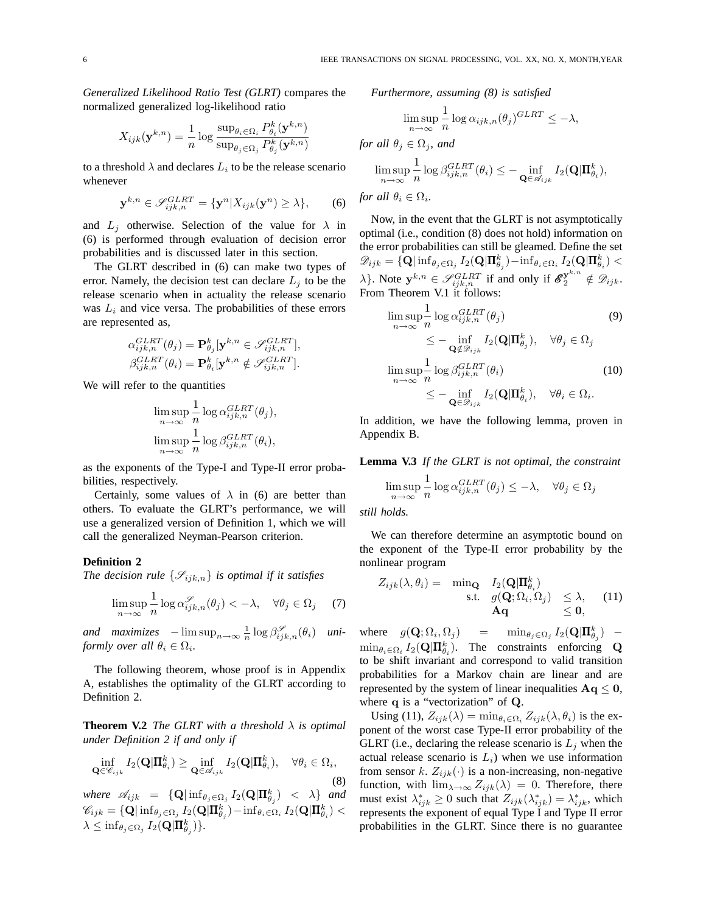*Generalized Likelihood Ratio Test (GLRT)* compares the normalized generalized log-likelihood ratio

$$X_{ijk}(\mathbf{y}^{k,n}) = \frac{1}{n} \log \frac{\sup_{\theta_i \in \Omega_i} P_{\theta_i}^k(\mathbf{y}^{k,n})}{\sup_{\theta_j \in \Omega_j} P_{\theta_j}^k(\mathbf{y}^{k,n})}$$

to a threshold $\lambda$ and declares $L_i$ to be the release scenario whenever

$$\mathbf{y}^{k,n} \in \mathscr{S}_{ijk,n}^{GLRT} = \{\mathbf{y}^n | X_{ijk}(\mathbf{y}^n) \geq \lambda\}, \tag{6}$$

and $L_j$ otherwise. Selection of the value for $\lambda$ in (6) is performed through evaluation of decision error probabilities and is discussed later in this section.

The GLRT described in (6) can make two types of error. Namely, the decision test can declare $L_j$ to be the release scenario when in actuality the release scenario was $L_i$ and vice versa. The probabilities of these errors are represented as,

$$\alpha_{ijk,n}^{GLRT}(\theta_j) = \mathbf{P}_{\theta_j}^k[\mathbf{y}^{k,n} \in \mathscr{S}_{ijk,n}^{GLRT}],$$
$$\beta_{ijk,n}^{GLRT}(\theta_i) = \mathbf{P}_{\theta_i}^k[\mathbf{y}^{k,n} \notin \mathscr{S}_{ijk,n}^{GLRT}].$$

We will refer to the quantities

$$\limsup_{n\to\infty} \frac{1}{n} \log \alpha_{ijk,n}^{GLRT}(\theta_j),$$
$$\limsup_{n\to\infty} \frac{1}{n} \log \beta_{ijk,n}^{GLRT}(\theta_i),$$

as the exponents of the Type-I and Type-II error probabilities, respectively.

Certainly, some values of $\lambda$ in (6) are better than others. To evaluate the GLRT's performance, we will use a generalized version of Definition 1, which we will call the generalized Neyman-Pearson criterion.

**Definition 2**
*The decision rule $\{\mathscr{S}_{ijk,n}\}$ is optimal if it satisfies*

$$\limsup_{n\to\infty} \frac{1}{n} \log \alpha_{ijk,n}^{\mathscr{S}}(\theta_j) < -\lambda, \quad \forall \theta_j \in \Omega_j \tag{7}$$

*and maximizes $-\limsup_{n\to\infty} \frac{1}{n} \log \beta_{ijk,n}^{\mathscr{S}}(\theta_i)$ uniformly over all $\theta_i \in \Omega_i$.*

The following theorem, whose proof is in Appendix A, establishes the optimality of the GLRT according to Definition 2.

**Theorem V.2** *The GLRT with a threshold $\lambda$ is optimal under Definition 2 if and only if*

$$\inf_{\mathbf{Q} \in \mathscr{C}_{ijk}} I_2(\mathbf{Q}|\mathbf{\Pi}_{\theta_i}^k) \geq \inf_{\mathbf{Q} \in \mathscr{A}_{ijk}} I_2(\mathbf{Q}|\mathbf{\Pi}_{\theta_i}^k), \quad \forall \theta_i \in \Omega_i, \tag{8}$$

*where $\mathscr{A}_{ijk} = \{\mathbf{Q} | \inf_{\theta_j \in \Omega_j} I_2(\mathbf{Q}|\mathbf{\Pi}_{\theta_j}^k) < \lambda\}$ and $\mathscr{C}_{ijk} = \{\mathbf{Q} | \inf_{\theta_j \in \Omega_j} I_2(\mathbf{Q}|\mathbf{\Pi}_{\theta_j}^k) - \inf_{\theta_i \in \Omega_i} I_2(\mathbf{Q}|\mathbf{\Pi}_{\theta_i}^k) < \lambda \leq \inf_{\theta_j \in \Omega_j} I_2(\mathbf{Q}|\mathbf{\Pi}_{\theta_j}^k)\}$.*

*Furthermore, assuming (8) is satisfied*

$$\limsup_{n\to\infty} \frac{1}{n} \log \alpha_{ijk,n}(\theta_j)^{GLRT} \leq -\lambda,$$

*for all $\theta_j \in \Omega_j$, and*

$$\limsup_{n\to\infty} \frac{1}{n} \log \beta_{ijk,n}^{GLRT}(\theta_i) \leq -\inf_{\mathbf{Q} \in \mathscr{A}_{ijk}} I_2(\mathbf{Q}|\mathbf{\Pi}_{\theta_i}^k),$$

*for all $\theta_i \in \Omega_i$.*

Now, in the event that the GLRT is not asymptotically optimal (i.e., condition (8) does not hold) information on the error probabilities can still be gleamed. Define the set $\mathscr{D}_{ijk} = \{\mathbf{Q} | \inf_{\theta_j \in \Omega_j} I_2(\mathbf{Q}|\mathbf{\Pi}_{\theta_j}^k) - \inf_{\theta_i \in \Omega_i} I_2(\mathbf{Q}|\mathbf{\Pi}_{\theta_i}^k) < \lambda\}$. Note $\mathbf{y}^{k,n} \in \mathscr{S}_{ijk,n}^{GLRT}$ if and only if $\mathscr{E}_2^{\mathbf{y}^{k,n}} \notin \mathscr{D}_{ijk}$. From Theorem V.1 it follows:

$$\limsup_{n\to\infty} \frac{1}{n} \log \alpha_{ijk,n}^{GLRT}(\theta_j) \leq -\inf_{\mathbf{Q} \notin \mathscr{D}_{ijk}} I_2(\mathbf{Q}|\mathbf{\Pi}_{\theta_j}^k), \quad \forall \theta_j \in \Omega_j \tag{9}$$

$$\limsup_{n\to\infty} \frac{1}{n} \log \beta_{ijk,n}^{GLRT}(\theta_i) \leq -\inf_{\mathbf{Q} \in \mathscr{D}_{ijk}} I_2(\mathbf{Q}|\mathbf{\Pi}_{\theta_i}^k), \quad \forall \theta_i \in \Omega_i. \tag{10}$$

In addition, we have the following lemma, proven in Appendix B.

**Lemma V.3** *If the GLRT is not optimal, the constraint*

$$\limsup_{n\to\infty} \frac{1}{n} \log \alpha_{ijk,n}^{GLRT}(\theta_j) \leq -\lambda, \quad \forall \theta_j \in \Omega_j$$

*still holds.*

We can therefore determine an asymptotic bound on the exponent of the Type-II error probability by the nonlinear program

$$\begin{aligned} Z_{ijk}(\lambda, \theta_i) = \quad \min_{\mathbf{Q}} \quad & I_2(\mathbf{Q}|\mathbf{\Pi}_{\theta_i}^k) \\ \text{s.t.} \quad & g(\mathbf{Q}; \Omega_i, \Omega_j) \leq \lambda, \\ & \mathbf{A}\mathbf{q} \leq \mathbf{0}, \end{aligned} \tag{11}$$

where $g(\mathbf{Q}; \Omega_i, \Omega_j) = \min_{\theta_j \in \Omega_j} I_2(\mathbf{Q}|\mathbf{\Pi}_{\theta_j}^k) - \min_{\theta_i \in \Omega_i} I_2(\mathbf{Q}|\mathbf{\Pi}_{\theta_i}^k)$. The constraints enforcing $\mathbf{Q}$ to be shift invariant and correspond to valid transition probabilities for a Markov chain are linear and are represented by the system of linear inequalities $\mathbf{A}\mathbf{q} \leq \mathbf{0}$, where $\mathbf{q}$ is a "vectorization" of $\mathbf{Q}$.

Using (11), $Z_{ijk}(\lambda) = \min_{\theta_i \in \Omega_i} Z_{ijk}(\lambda, \theta_i)$ is the exponent of the worst case Type-II error probability of the GLRT (i.e., declaring the release scenario is $L_j$ when the actual release scenario is $L_i$) when we use information from sensor $k$. $Z_{ijk}(\cdot)$ is a non-increasing, non-negative function, with $\lim_{\lambda\to\infty} Z_{ijk}(\lambda) = 0$. Therefore, there must exist $\lambda_{ijk}^* \geq 0$ such that $Z_{ijk}(\lambda_{ijk}^*) = \lambda_{ijk}^*$, which represents the exponent of equal Type I and Type II error probabilities in the GLRT. Since there is no guarantee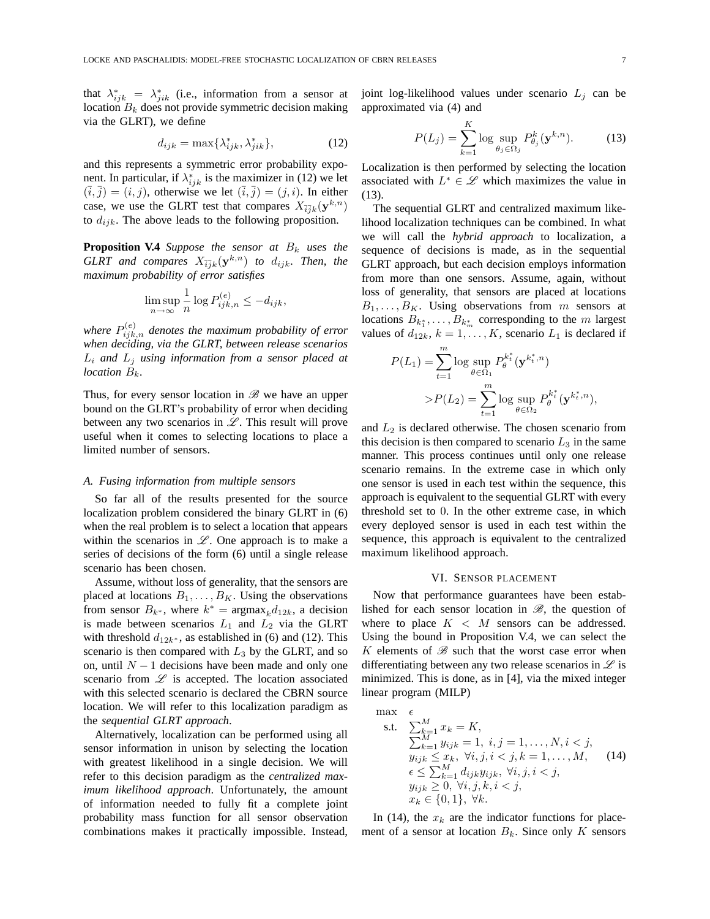that $\lambda^*_{ijk} = \lambda^*_{jik}$ (i.e., information from a sensor at location $B_k$ does not provide symmetric decision making via the GLRT), we define

$$d_{ijk} = \max\{\lambda^*_{ijk}, \lambda^*_{jik}\}, \tag{12}$$

and this represents a symmetric error probability exponent. In particular, if $\lambda^*_{ijk}$ is the maximizer in (12) we let $(\bar{i}, \bar{j}) = (i, j)$, otherwise we let $(\bar{i}, \bar{j}) = (j, i)$. In either case, we use the GLRT test that compares $X_{\bar{i}\bar{j}k}(\mathbf{y}^{k,n})$ to $d_{ijk}$. The above leads to the following proposition.

**Proposition V.4** *Suppose the sensor at $B_k$ uses the GLRT and compares $X_{\bar{i}\bar{j}k}(\mathbf{y}^{k,n})$ to $d_{ijk}$. Then, the maximum probability of error satisfies*

$$\limsup_{n\to\infty} \frac{1}{n} \log P^{(e)}_{ijk,n} \leq -d_{ijk},$$

*where $P^{(e)}_{ijk,n}$ denotes the maximum probability of error when deciding, via the GLRT, between release scenarios $L_i$ and $L_j$ using information from a sensor placed at location $B_k$.*

Thus, for every sensor location in $\mathscr{B}$ we have an upper bound on the GLRT's probability of error when deciding between any two scenarios in $\mathscr{L}$. This result will prove useful when it comes to selecting locations to place a limited number of sensors.

### A. Fusing information from multiple sensors

So far all of the results presented for the source localization problem considered the binary GLRT in (6) when the real problem is to select a location that appears within the scenarios in $\mathscr{L}$. One approach is to make a series of decisions of the form (6) until a single release scenario has been chosen.

Assume, without loss of generality, that the sensors are placed at locations $B_1, \ldots, B_K$. Using the observations from sensor $B_{k^*}$, where $k^* = \text{argmax}_k d_{12k}$, a decision is made between scenarios $L_1$ and $L_2$ via the GLRT with threshold $d_{12k^*}$, as established in (6) and (12). This scenario is then compared with $L_3$ by the GLRT, and so on, until $N-1$ decisions have been made and only one scenario from $\mathscr{L}$ is accepted. The location associated with this selected scenario is declared the CBRN source location. We will refer to this localization paradigm as the *sequential GLRT approach*.

Alternatively, localization can be performed using all sensor information in unison by selecting the location with greatest likelihood in a single decision. We will refer to this decision paradigm as the *centralized maximum likelihood approach*. Unfortunately, the amount of information needed to fully fit a complete joint probability mass function for all sensor observation combinations makes it practically impossible. Instead, joint log-likelihood values under scenario $L_j$ can be approximated via (4) and

$$P(L_j) = \sum_{k=1}^{K} \log \sup_{\theta_j \in \Omega_j} P^k_{\theta_j}(\mathbf{y}^{k,n}). \tag{13}$$

Localization is then performed by selecting the location associated with $L^* \in \mathscr{L}$ which maximizes the value in (13).

The sequential GLRT and centralized maximum likelihood localization techniques can be combined. In what we will call the ***hybrid approach*** to localization, a sequence of decisions is made, as in the sequential GLRT approach, but each decision employs information from more than one sensors. Assume, again, without loss of generality, that sensors are placed at locations $B_1, \ldots, B_K$. Using observations from $m$ sensors at locations $B_{k_1^*}, \ldots, B_{k_m^*}$ corresponding to the $m$ largest values of $d_{12k}$, $k = 1, \ldots, K$, scenario $L_1$ is declared if

$$P(L_1) = \sum_{t=1}^{m} \log \sup_{\theta \in \Omega_1} P^{k_t^*}_{\theta}(\mathbf{y}^{k_t^*,n}) > P(L_2) = \sum_{t=1}^{m} \log \sup_{\theta \in \Omega_2} P^{k_t^*}_{\theta}(\mathbf{y}^{k_t^*,n}),$$

and $L_2$ is declared otherwise. The chosen scenario from this decision is then compared to scenario $L_3$ in the same manner. This process continues until only one release scenario remains. In the extreme case in which only one sensor is used in each test within the sequence, this approach is equivalent to the sequential GLRT with every threshold set to 0. In the other extreme case, in which every deployed sensor is used in each test within the sequence, this approach is equivalent to the centralized maximum likelihood approach.

## VI. Sensor placement

Now that performance guarantees have been established for each sensor location in $\mathscr{B}$, the question of where to place $K < M$ sensors can be addressed. Using the bound in Proposition V.4, we can select the $K$ elements of $\mathscr{B}$ such that the worst case error when differentiating between any two release scenarios in $\mathscr{L}$ is minimized. This is done, as in [4], via the mixed integer linear program (MILP)

$$\begin{array}{ll}
\max & \epsilon \\
\text{s.t.} & \sum_{k=1}^{M} x_k = K, \\
& \sum_{k=1}^{M} y_{ijk} = 1, \; i, j = 1, \ldots, N, i < j, \\
& y_{ijk} \leq x_k, \; \forall i, j, i < j, k = 1, \ldots, M, \\
& \epsilon \leq \sum_{k=1}^{M} d_{ijk} y_{ijk}, \; \forall i, j, i < j, \\
& y_{ijk} \geq 0, \; \forall i, j, k, i < j, \\
& x_k \in \{0, 1\}, \; \forall k.
\end{array} \tag{14}$$

In (14), the $x_k$ are the indicator functions for placement of a sensor at location $B_k$. Since only $K$ sensors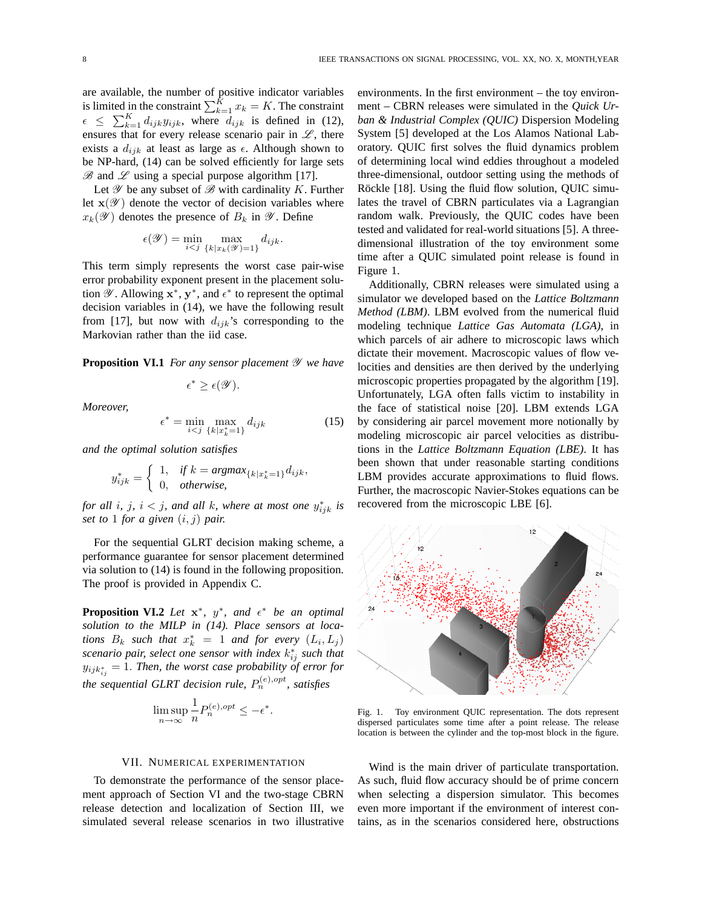are available, the number of positive indicator variables is limited in the constraint $\sum_{k=1}^{K} x_k = K$. The constraint $\epsilon \leq \sum_{k=1}^{K} d_{ijk} y_{ijk}$, where $d_{ijk}$ is defined in (12), ensures that for every release scenario pair in $\mathscr{L}$, there exists a $d_{ijk}$ at least as large as $\epsilon$. Although shown to be NP-hard, (14) can be solved efficiently for large sets $\mathscr{B}$ and $\mathscr{L}$ using a special purpose algorithm [17].

Let $\mathscr{Y}$ be any subset of $\mathscr{B}$ with cardinality $K$. Further let $\mathbf{x}(\mathscr{Y})$ denote the vector of decision variables where $x_k(\mathscr{Y})$ denotes the presence of $B_k$ in $\mathscr{Y}$. Define

$$\epsilon(\mathscr{Y}) = \min_{i<j} \max_{\{k|x_k(\mathscr{Y})=1\}} d_{ijk}.$$

This term simply represents the worst case pair-wise error probability exponent present in the placement solution $\mathscr{Y}$. Allowing $\mathbf{x}^*$, $\mathbf{y}^*$, and $\epsilon^*$ to represent the optimal decision variables in (14), we have the following result from [17], but now with $d_{ijk}$'s corresponding to the Markovian rather than the iid case.

**Proposition VI.1** *For any sensor placement $\mathscr{Y}$ we have*

$$\epsilon^* \geq \epsilon(\mathscr{Y}).$$

*Moreover,*

$$\epsilon^* = \min_{i<j} \max_{\{k|x_k^*=1\}} d_{ijk} \tag{15}$$

*and the optimal solution satisfies*

$$y_{ijk}^* = \begin{cases} 1, & \text{if } k = \text{argmax}_{\{k|x_k^*=1\}} d_{ijk}, \\ 0, & \text{otherwise,} \end{cases}$$

*for all $i$, $j$, $i<j$, and all $k$, where at most one $y_{ijk}^*$ is set to 1 for a given $(i,j)$ pair.*

For the sequential GLRT decision making scheme, a performance guarantee for sensor placement determined via solution to (14) is found in the following proposition. The proof is provided in Appendix C.

**Proposition VI.2** *Let $\mathbf{x}^*$, $y^*$, and $\epsilon^*$ be an optimal solution to the MILP in (14). Place sensors at locations $B_k$ such that $x_k^* = 1$ and for every $(L_i, L_j)$ scenario pair, select one sensor with index $k_{ij}^*$ such that $y_{ijk_{ij}^*} = 1$. Then, the worst case probability of error for the sequential GLRT decision rule, $P_n^{(e),opt}$, satisfies*

$$\limsup_{n\to\infty} \frac{1}{n} P_n^{(e),opt} \leq -\epsilon^*.$$

## VII. Numerical Experimentation

To demonstrate the performance of the sensor placement approach of Section VI and the two-stage CBRN release detection and localization of Section III, we simulated several release scenarios in two illustrative environments. In the first environment – the toy environment – CBRN releases were simulated in the *Quick Urban & Industrial Complex (QUIC)* Dispersion Modeling System [5] developed at the Los Alamos National Laboratory. QUIC first solves the fluid dynamics problem of determining local wind eddies throughout a modeled three-dimensional, outdoor setting using the methods of Röckle [18]. Using the fluid flow solution, QUIC simulates the travel of CBRN particulates via a Lagrangian random walk. Previously, the QUIC codes have been tested and validated for real-world situations [5]. A three-dimensional illustration of the toy environment some time after a QUIC simulated point release is found in Figure 1.

Additionally, CBRN releases were simulated using a simulator we developed based on the *Lattice Boltzmann Method (LBM)*. LBM evolved from the numerical fluid modeling technique *Lattice Gas Automata (LGA)*, in which parcels of air adhere to microscopic laws which dictate their movement. Macroscopic values of flow velocities and densities are then derived by the underlying microscopic properties propagated by the algorithm [19]. Unfortunately, LGA often falls victim to instability in the face of statistical noise [20]. LBM extends LGA by considering air parcel movement more notionally by modeling microscopic air parcel velocities as distributions in the *Lattice Boltzmann Equation (LBE)*. It has been shown that under reasonable starting conditions LBM provides accurate approximations to fluid flows. Further, the macroscopic Navier-Stokes equations can be recovered from the microscopic LBE [6].

Fig. 1. Toy environment QUIC representation. The dots represent dispersed particulates some time after a point release. The release location is between the cylinder and the top-most block in the figure.

Wind is the main driver of particulate transportation. As such, fluid flow accuracy should be of prime concern when selecting a dispersion simulator. This becomes even more important if the environment of interest contains, as in the scenarios considered here, obstructions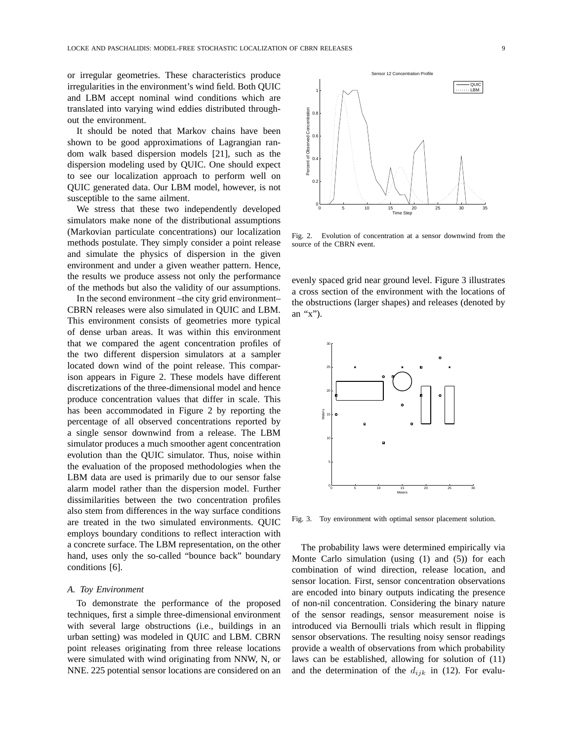or irregular geometries. These characteristics produce irregularities in the environment's wind field. Both QUIC and LBM accept nominal wind conditions which are translated into varying wind eddies distributed throughout the environment.

It should be noted that Markov chains have been shown to be good approximations of Lagrangian random walk based dispersion models [21], such as the dispersion modeling used by QUIC. One should expect to see our localization approach to perform well on QUIC generated data. Our LBM model, however, is not susceptible to the same ailment.

We stress that these two independently developed simulators make none of the distributional assumptions (Markovian particulate concentrations) our localization methods postulate. They simply consider a point release and simulate the physics of dispersion in the given environment and under a given weather pattern. Hence, the results we produce assess not only the performance of the methods but also the validity of our assumptions.

In the second environment –the city grid environment– CBRN releases were also simulated in QUIC and LBM. This environment consists of geometries more typical of dense urban areas. It was within this environment that we compared the agent concentration profiles of the two different dispersion simulators at a sampler located down wind of the point release. This comparison appears in Figure 2. These models have different discretizations of the three-dimensional model and hence produce concentration values that differ in scale. This has been accommodated in Figure 2 by reporting the percentage of all observed concentrations reported by a single sensor downwind from a release. The LBM simulator produces a much smoother agent concentration evolution than the QUIC simulator. Thus, noise within the evaluation of the proposed methodologies when the LBM data are used is primarily due to our sensor false alarm model rather than the dispersion model. Further dissimilarities between the two concentration profiles also stem from differences in the way surface conditions are treated in the two simulated environments. QUIC employs boundary conditions to reflect interaction with a concrete surface. The LBM representation, on the other hand, uses only the so-called "bounce back" boundary conditions [6].

### A. Toy Environment

To demonstrate the performance of the proposed techniques, first a simple three-dimensional environment with several large obstructions (i.e., buildings in an urban setting) was modeled in QUIC and LBM. CBRN point releases originating from three release locations were simulated with wind originating from NNW, N, or NNE. 225 potential sensor locations are considered on an evenly spaced grid near ground level. Figure 3 illustrates a cross section of the environment with the locations of the obstructions (larger shapes) and releases (denoted by an "x").

Sensor 12 Concentration Profile
QUIC
LBM
Percent of Observed Concentration
Time Step

Fig. 2. Evolution of concentration at a sensor downwind from the source of the CBRN event.

Meters
Meters

Fig. 3. Toy environment with optimal sensor placement solution.

The probability laws were determined empirically via Monte Carlo simulation (using (1) and (5)) for each combination of wind direction, release location, and sensor location. First, sensor concentration observations are encoded into binary outputs indicating the presence of non-nil concentration. Considering the binary nature of the sensor readings, sensor measurement noise is introduced via Bernoulli trials which result in flipping sensor observations. The resulting noisy sensor readings provide a wealth of observations from which probability laws can be established, allowing for solution of (11) and the determination of the $d_{ijk}$ in (12). For evalu-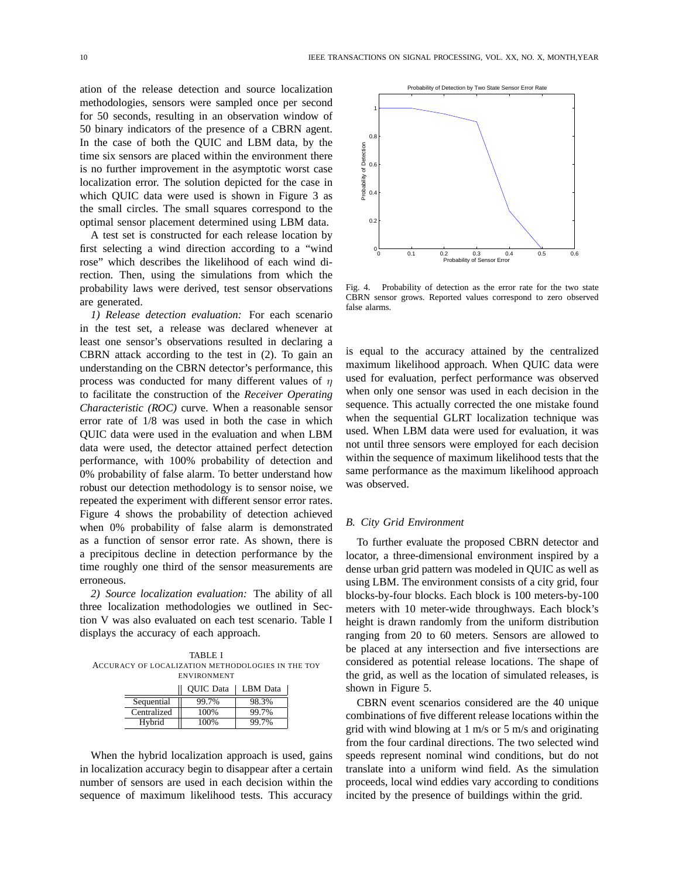ation of the release detection and source localization methodologies, sensors were sampled once per second for 50 seconds, resulting in an observation window of 50 binary indicators of the presence of a CBRN agent. In the case of both the QUIC and LBM data, by the time six sensors are placed within the environment there is no further improvement in the asymptotic worst case localization error. The solution depicted for the case in which QUIC data were used is shown in Figure 3 as the small circles. The small squares correspond to the optimal sensor placement determined using LBM data.

A test set is constructed for each release location by first selecting a wind direction according to a "wind rose" which describes the likelihood of each wind direction. Then, using the simulations from which the probability laws were derived, test sensor observations are generated.

*1) Release detection evaluation:* For each scenario in the test set, a release was declared whenever at least one sensor's observations resulted in declaring a CBRN attack according to the test in (2). To gain an understanding on the CBRN detector's performance, this process was conducted for many different values of $\eta$ to facilitate the construction of the *Receiver Operating Characteristic (ROC)* curve. When a reasonable sensor error rate of 1/8 was used in both the case in which QUIC data were used in the evaluation and when LBM data were used, the detector attained perfect detection performance, with 100% probability of detection and 0% probability of false alarm. To better understand how robust our detection methodology is to sensor noise, we repeated the experiment with different sensor error rates. Figure 4 shows the probability of detection achieved when 0% probability of false alarm is demonstrated as a function of sensor error rate. As shown, there is a precipitous decline in detection performance by the time roughly one third of the sensor measurements are erroneous.

*2) Source localization evaluation:* The ability of all three localization methodologies we outlined in Section V was also evaluated on each test scenario. Table I displays the accuracy of each approach.

TABLE I
ACCURACY OF LOCALIZATION METHODOLOGIES IN THE TOY ENVIRONMENT

| | QUIC Data | LBM Data |
|---|---|---|
| Sequential | 99.7% | 98.3% |
| Centralized | 100% | 99.7% |
| Hybrid | 100% | 99.7% |

When the hybrid localization approach is used, gains in localization accuracy begin to disappear after a certain number of sensors are used in each decision within the sequence of maximum likelihood tests. This accuracy is equal to the accuracy attained by the centralized maximum likelihood approach. When QUIC data were used for evaluation, perfect performance was observed when only one sensor was used in each decision in the sequence. This actually corrected the one mistake found when the sequential GLRT localization technique was used. When LBM data were used for evaluation, it was not until three sensors were employed for each decision within the sequence of maximum likelihood tests that the same performance as the maximum likelihood approach was observed.

Probability of Detection by Two State Sensor Error Rate

Probability of Detection

Probability of Sensor Error

0
0.2
0.4
0.6
0.8
1

0
0.1
0.2
0.3
0.4
0.5
0.6

Fig. 4. Probability of detection as the error rate for the two state CBRN sensor grows. Reported values correspond to zero observed false alarms.

### B. City Grid Environment

To further evaluate the proposed CBRN detector and locator, a three-dimensional environment inspired by a dense urban grid pattern was modeled in QUIC as well as using LBM. The environment consists of a city grid, four blocks-by-four blocks. Each block is 100 meters-by-100 meters with 10 meter-wide throughways. Each block's height is drawn randomly from the uniform distribution ranging from 20 to 60 meters. Sensors are allowed to be placed at any intersection and five intersections are considered as potential release locations. The shape of the grid, as well as the location of simulated releases, is shown in Figure 5.

CBRN event scenarios considered are the 40 unique combinations of five different release locations within the grid with wind blowing at 1 m/s or 5 m/s and originating from the four cardinal directions. The two selected wind speeds represent nominal wind conditions, but do not translate into a uniform wind field. As the simulation proceeds, local wind eddies vary according to conditions incited by the presence of buildings within the grid.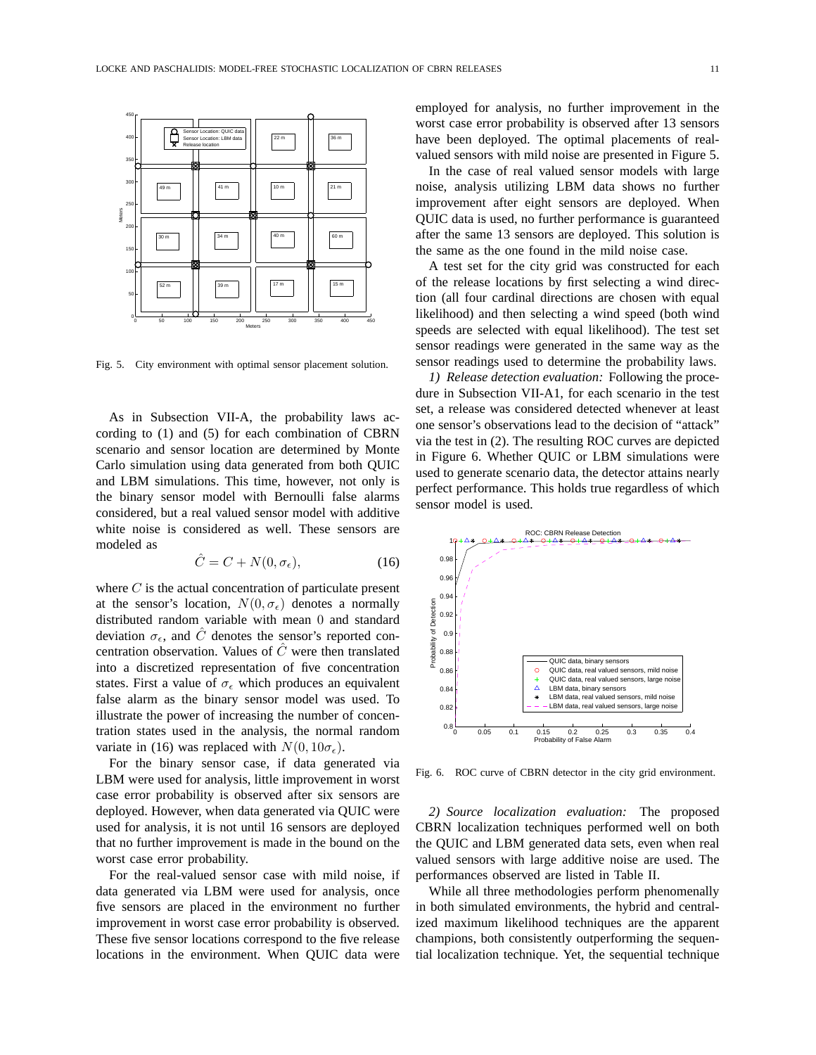Sensor Location: QUIC data
Sensor Location: LBM data
Release location

22 m
36 m
49 m
41 m
10 m
21 m
30 m
34 m
40 m
60 m
52 m
39 m
17 m
15 m

Meters

Meters

0
50
100
150
200
250
300
350
400
450

Fig. 5. City environment with optimal sensor placement solution.

As in Subsection VII-A, the probability laws according to (1) and (5) for each combination of CBRN scenario and sensor location are determined by Monte Carlo simulation using data generated from both QUIC and LBM simulations. This time, however, not only is the binary sensor model with Bernoulli false alarms considered, but a real valued sensor model with additive white noise is considered as well. These sensors are modeled as

$$\hat{C} = C + N(0, \sigma_{\epsilon}), \tag{16}$$

where $C$ is the actual concentration of particulate present at the sensor's location, $N(0, \sigma_{\epsilon})$ denotes a normally distributed random variable with mean $0$ and standard deviation $\sigma_{\epsilon}$, and $\hat{C}$ denotes the sensor's reported concentration observation. Values of $\hat{C}$ were then translated into a discretized representation of five concentration states. First a value of $\sigma_{\epsilon}$ which produces an equivalent false alarm as the binary sensor model was used. To illustrate the power of increasing the number of concentration states used in the analysis, the normal random variate in (16) was replaced with $N(0, 10\sigma_{\epsilon})$.

For the binary sensor case, if data generated via LBM were used for analysis, little improvement in worst case error probability is observed after six sensors are deployed. However, when data generated via QUIC were used for analysis, it is not until 16 sensors are deployed that no further improvement is made in the bound on the worst case error probability.

For the real-valued sensor case with mild noise, if data generated via LBM were used for analysis, once five sensors are placed in the environment no further improvement in worst case error probability is observed. These five sensor locations correspond to the five release locations in the environment. When QUIC data were employed for analysis, no further improvement in the worst case error probability is observed after 13 sensors have been deployed. The optimal placements of real-valued sensors with mild noise are presented in Figure 5.

In the case of real valued sensor models with large noise, analysis utilizing LBM data shows no further improvement after eight sensors are deployed. When QUIC data is used, no further performance is guaranteed after the same 13 sensors are deployed. This solution is the same as the one found in the mild noise case.

A test set for the city grid was constructed for each of the release locations by first selecting a wind direction (all four cardinal directions are chosen with equal likelihood) and then selecting a wind speed (both wind speeds are selected with equal likelihood). The test set sensor readings were generated in the same way as the sensor readings used to determine the probability laws.

*1) Release detection evaluation:* Following the procedure in Subsection VII-A1, for each scenario in the test set, a release was considered detected whenever at least one sensor's observations lead to the decision of "attack" via the test in (2). The resulting ROC curves are depicted in Figure 6. Whether QUIC or LBM simulations were used to generate scenario data, the detector attains nearly perfect performance. This holds true regardless of which sensor model is used.

ROC: CBRN Release Detection

Probability of Detection

Probability of False Alarm

QUIC data, binary sensors
QUIC data, real valued sensors, mild noise
QUIC data, real valued sensors, large noise
LBM data, binary sensors
LBM data, real valued sensors, mild noise
LBM data, real valued sensors, large noise

0.8
0.82
0.84
0.86
0.88
0.9
0.92
0.94
0.96
0.98
1

0
0.05
0.1
0.15
0.2
0.25
0.3
0.35
0.4

Fig. 6. ROC curve of CBRN detector in the city grid environment.

*2) Source localization evaluation:* The proposed CBRN localization techniques performed well on both the QUIC and LBM generated data sets, even when real valued sensors with large additive noise are used. The performances observed are listed in Table II.

While all three methodologies perform phenomenally in both simulated environments, the hybrid and centralized maximum likelihood techniques are the apparent champions, both consistently outperforming the sequential localization technique. Yet, the sequential technique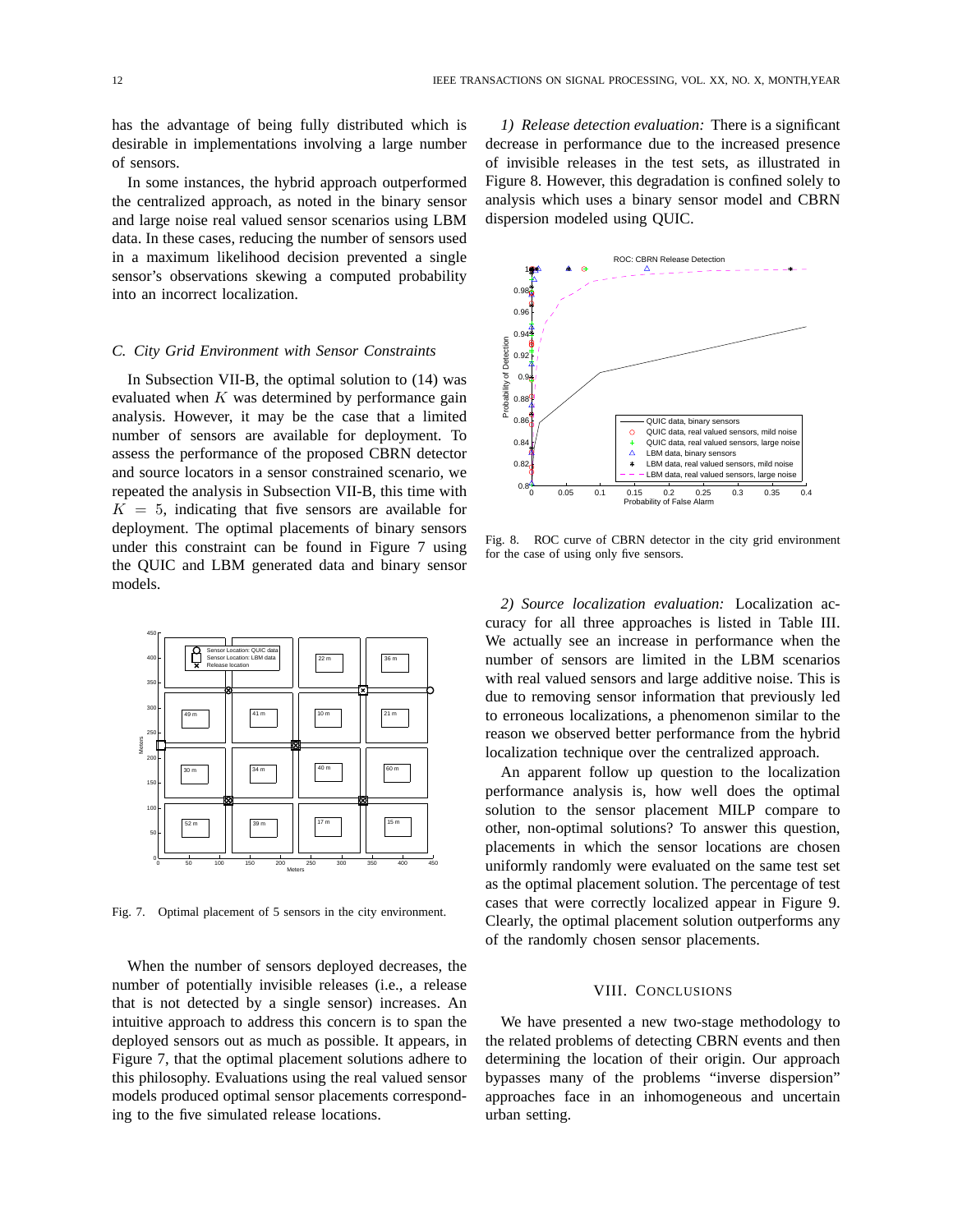has the advantage of being fully distributed which is desirable in implementations involving a large number of sensors.

In some instances, the hybrid approach outperformed the centralized approach, as noted in the binary sensor and large noise real valued sensor scenarios using LBM data. In these cases, reducing the number of sensors used in a maximum likelihood decision prevented a single sensor's observations skewing a computed probability into an incorrect localization.

### C. City Grid Environment with Sensor Constraints

In Subsection VII-B, the optimal solution to (14) was evaluated when $K$ was determined by performance gain analysis. However, it may be the case that a limited number of sensors are available for deployment. To assess the performance of the proposed CBRN detector and source locators in a sensor constrained scenario, we repeated the analysis in Subsection VII-B, this time with $K = 5$, indicating that five sensors are available for deployment. The optimal placements of binary sensors under this constraint can be found in Figure 7 using the QUIC and LBM generated data and binary sensor models.

Sensor Location: QUIC data
Sensor Location: LBM data
Release location
22 m
36 m
49 m
41 m
10 m
21 m
30 m
34 m
40 m
60 m
52 m
39 m
17 m
15 m
Meters
Meters

Fig. 7. Optimal placement of 5 sensors in the city environment.

When the number of sensors deployed decreases, the number of potentially invisible releases (i.e., a release that is not detected by a single sensor) increases. An intuitive approach to address this concern is to span the deployed sensors out as much as possible. It appears, in Figure 7, that the optimal placement solutions adhere to this philosophy. Evaluations using the real valued sensor models produced optimal sensor placements corresponding to the five simulated release locations.

*1) Release detection evaluation:* There is a significant decrease in performance due to the increased presence of invisible releases in the test sets, as illustrated in Figure 8. However, this degradation is confined solely to analysis which uses a binary sensor model and CBRN dispersion modeled using QUIC.

ROC: CBRN Release Detection
Probability of Detection
Probability of False Alarm
QUIC data, binary sensors
QUIC data, real valued sensors, mild noise
QUIC data, real valued sensors, large noise
LBM data, binary sensors
LBM data, real valued sensors, mild noise
LBM data, real valued sensors, large noise

Fig. 8. ROC curve of CBRN detector in the city grid environment for the case of using only five sensors.

*2) Source localization evaluation:* Localization accuracy for all three approaches is listed in Table III. We actually see an increase in performance when the number of sensors are limited in the LBM scenarios with real valued sensors and large additive noise. This is due to removing sensor information that previously led to erroneous localizations, a phenomenon similar to the reason we observed better performance from the hybrid localization technique over the centralized approach.

An apparent follow up question to the localization performance analysis is, how well does the optimal solution to the sensor placement MILP compare to other, non-optimal solutions? To answer this question, placements in which the sensor locations are chosen uniformly randomly were evaluated on the same test set as the optimal placement solution. The percentage of test cases that were correctly localized appear in Figure 9. Clearly, the optimal placement solution outperforms any of the randomly chosen sensor placements.

## VIII. Conclusions

We have presented a new two-stage methodology to the related problems of detecting CBRN events and then determining the location of their origin. Our approach bypasses many of the problems "inverse dispersion" approaches face in an inhomogeneous and uncertain urban setting.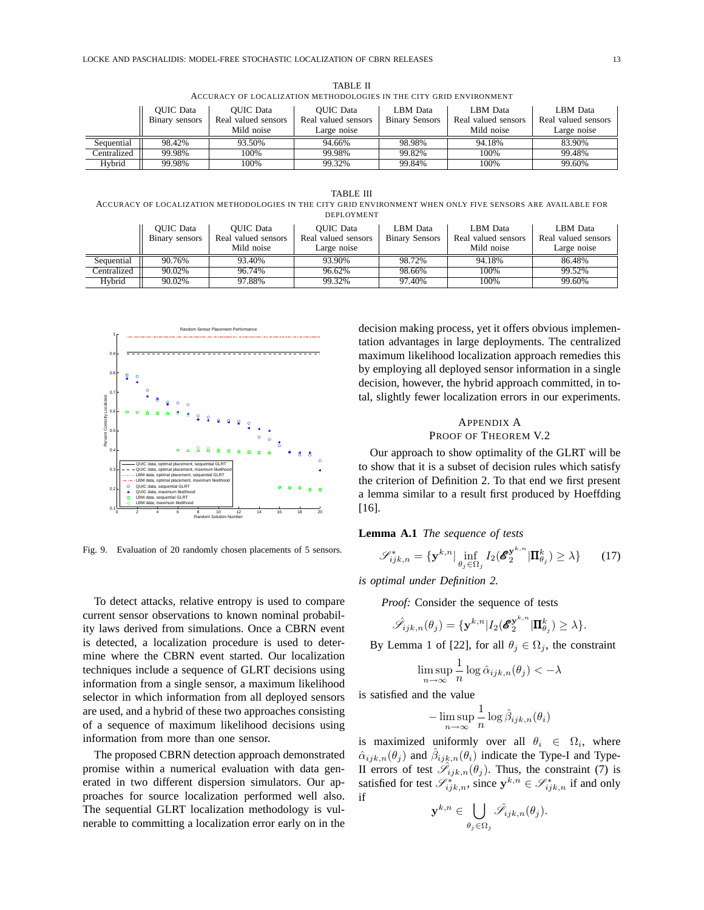TABLE II
ACCURACY OF LOCALIZATION METHODOLOGIES IN THE CITY GRID ENVIRONMENT

| | QUIC Data Binary sensors | QUIC Data Real valued sensors Mild noise | QUIC Data Real valued sensors Large noise | LBM Data Binary Sensors | LBM Data Real valued sensors Mild noise | LBM Data Real valued sensors Large noise |
|---|---|---|---|---|---|---|
| Sequential | 98.42% | 93.50% | 94.66% | 98.98% | 94.18% | 83.90% |
| Centralized | 99.98% | 100% | 99.98% | 99.82% | 100% | 99.48% |
| Hybrid | 99.98% | 100% | 99.32% | 99.84% | 100% | 99.60% |

TABLE III
ACCURACY OF LOCALIZATION METHODOLOGIES IN THE CITY GRID ENVIRONMENT WHEN ONLY FIVE SENSORS ARE AVAILABLE FOR DEPLOYMENT

| | QUIC Data Binary sensors | QUIC Data Real valued sensors Mild noise | QUIC Data Real valued sensors Large noise | LBM Data Binary Sensors | LBM Data Real valued sensors Mild noise | LBM Data Real valued sensors Large noise |
|---|---|---|---|---|---|---|
| Sequential | 90.76% | 93.40% | 93.90% | 98.72% | 94.18% | 86.48% |
| Centralized | 90.02% | 96.74% | 96.62% | 98.66% | 100% | 99.52% |
| Hybrid | 90.02% | 97.88% | 99.32% | 97.40% | 100% | 99.60% |

Random Sensor Placement Performance

Percent Correctly Localized

Random Solution Number

QUIC data, optimal placement, sequential GLRT
QUIC data, optimal placement, maximum likelihood
LBM data, optimal placement, sequential GLRT
LBM data, optimal placement, maximum likelihood
QUIC data, sequential GLRT
QUIC data, maximum likelihood
LBM data, sequential GLRT
LBM data, maximum likelihood

Fig. 9. Evaluation of 20 randomly chosen placements of 5 sensors.

To detect attacks, relative entropy is used to compare current sensor observations to known nominal probability laws derived from simulations. Once a CBRN event is detected, a localization procedure is used to determine where the CBRN event started. Our localization techniques include a sequence of GLRT decisions using information from a single sensor, a maximum likelihood selector in which information from all deployed sensors are used, and a hybrid of these two approaches consisting of a sequence of maximum likelihood decisions using information from more than one sensor.

The proposed CBRN detection approach demonstrated promise within a numerical evaluation with data generated in two different dispersion simulators. Our approaches for source localization performed well also. The sequential GLRT localization methodology is vulnerable to committing a localization error early on in the decision making process, yet it offers obvious implementation advantages in large deployments. The centralized maximum likelihood localization approach remedies this by employing all deployed sensor information in a single decision, however, the hybrid approach committed, in total, slightly fewer localization errors in our experiments.

## APPENDIX A
## PROOF OF THEOREM V.2

Our approach to show optimality of the GLRT will be to show that it is a subset of decision rules which satisfy the criterion of Definition 2. To that end we first present a lemma similar to a result first produced by Hoeffding [16].

**Lemma A.1** *The sequence of tests*

$$\mathscr{S}^*_{ijk,n} = \{\mathbf{y}^{k,n} | \inf_{\theta_j \in \Omega_j} I_2(\boldsymbol{\mathscr{E}}_2^{\mathbf{y}^{k,n}} | \mathbf{\Pi}^k_{\theta_j}) \geq \lambda\} \qquad (17)$$

*is optimal under Definition 2.*

*Proof:* Consider the sequence of tests

$$\hat{\mathscr{S}}_{ijk,n}(\theta_j) = \{\mathbf{y}^{k,n} | I_2(\boldsymbol{\mathscr{E}}_2^{\mathbf{y}^{k,n}} | \mathbf{\Pi}^k_{\theta_j}) \geq \lambda\}.$$

By Lemma 1 of [22], for all $\theta_j \in \Omega_j$, the constraint

$$\limsup_{n\to\infty} \frac{1}{n} \log \hat{\alpha}_{ijk,n}(\theta_j) < -\lambda$$

is satisfied and the value

$$-\limsup_{n\to\infty} \frac{1}{n} \log \hat{\beta}_{ijk,n}(\theta_i)$$

is maximized uniformly over all $\theta_i \in \Omega_i$, where $\hat{\alpha}_{ijk,n}(\theta_j)$ and $\hat{\beta}_{ijk,n}(\theta_i)$ indicate the Type-I and Type-II errors of test $\hat{\mathscr{S}}_{ijk,n}(\theta_j)$. Thus, the constraint (7) is satisfied for test $\mathscr{S}^*_{ijk,n}$, since $\mathbf{y}^{k,n} \in \mathscr{S}^*_{ijk,n}$ if and only if

$$\mathbf{y}^{k,n} \in \bigcup_{\theta_j \in \Omega_j} \hat{\mathscr{S}}_{ijk,n}(\theta_j).$$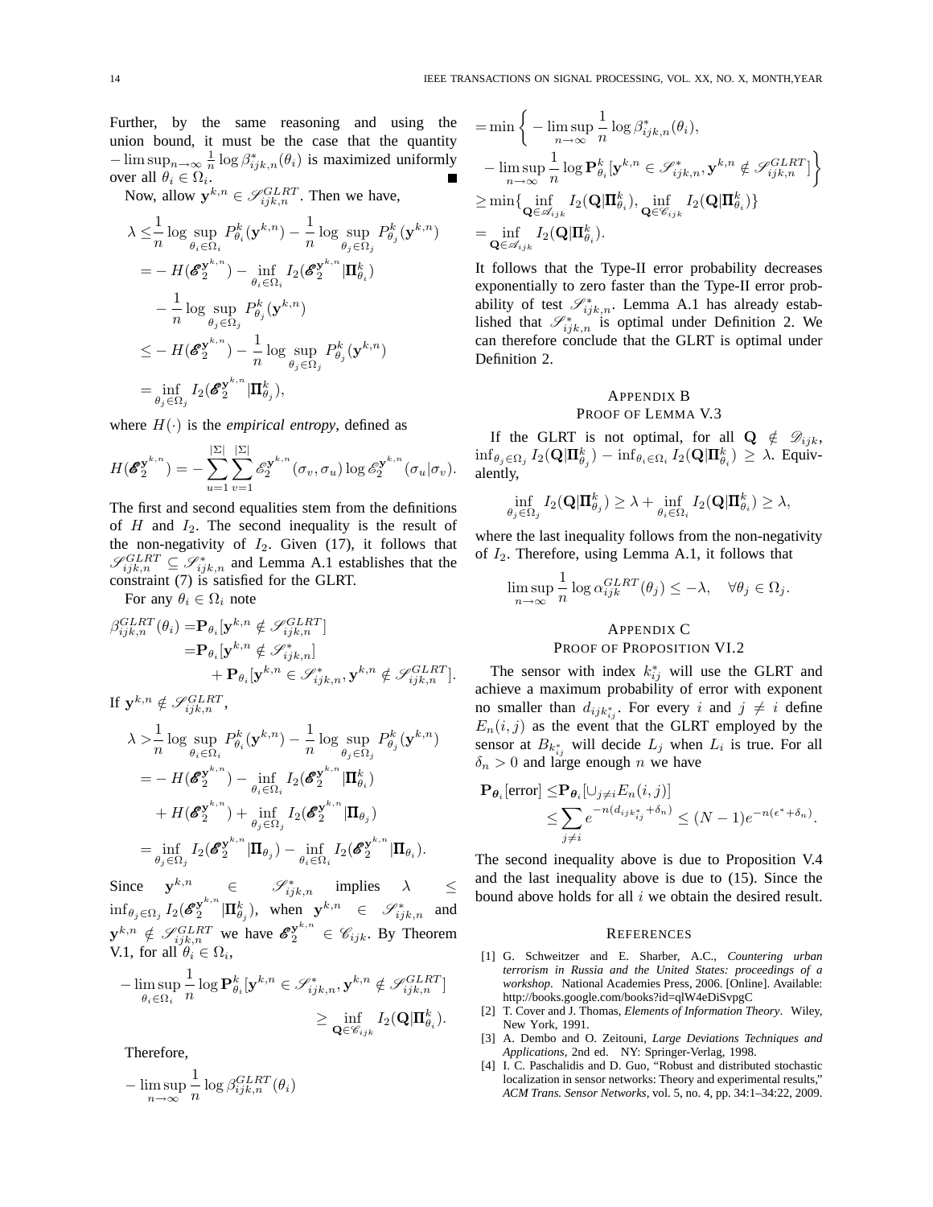Further, by the same reasoning and using the union bound, it must be the case that the quantity $-\limsup_{n\to\infty}\frac{1}{n}\log\beta^*_{ijk,n}(\theta_i)$ is maximized uniformly over all $\theta_i \in \Omega_i$. ∎

Now, allow $\mathbf{y}^{k,n} \in \mathscr{S}^{GLRT}_{ijk,n}$. Then we have,

$$
\begin{aligned}
\lambda \leq & \frac{1}{n}\log\sup_{\theta_i\in\Omega_i} P^k_{\theta_i}(\mathbf{y}^{k,n}) - \frac{1}{n}\log\sup_{\theta_j\in\Omega_j} P^k_{\theta_j}(\mathbf{y}^{k,n}) \\
= & -H(\mathscr{E}_2^{\mathbf{y}^{k,n}}) - \inf_{\theta_i\in\Omega_i} I_2(\mathscr{E}_2^{\mathbf{y}^{k,n}}|\mathbf{\Pi}^k_{\theta_i}) \\
& -\frac{1}{n}\log\sup_{\theta_j\in\Omega_j} P^k_{\theta_j}(\mathbf{y}^{k,n}) \\
\leq & -H(\mathscr{E}_2^{\mathbf{y}^{k,n}}) - \frac{1}{n}\log\sup_{\theta_j\in\Omega_j} P^k_{\theta_j}(\mathbf{y}^{k,n}) \\
= & \inf_{\theta_j\in\Omega_j} I_2(\mathscr{E}_2^{\mathbf{y}^{k,n}}|\mathbf{\Pi}^k_{\theta_j}),
\end{aligned}
$$

where $H(\cdot)$ is the *empirical entropy*, defined as

$$
H(\mathscr{E}_2^{\mathbf{y}^{k,n}}) = -\sum_{u=1}^{|\Sigma|}\sum_{v=1}^{|\Sigma|}\mathscr{E}_2^{\mathbf{y}^{k,n}}(\sigma_v,\sigma_u)\log\mathscr{E}_2^{\mathbf{y}^{k,n}}(\sigma_u|\sigma_v).
$$

The first and second equalities stem from the definitions of $H$ and $I_2$. The second inequality is the result of the non-negativity of $I_2$. Given (17), it follows that $\mathscr{S}^{GLRT}_{ijk,n} \subseteq \mathscr{S}^*_{ijk,n}$ and Lemma A.1 establishes that the constraint (7) is satisfied for the GLRT.

For any $\theta_i \in \Omega_i$ note

$$
\begin{aligned}
\beta^{GLRT}_{ijk,n}(\theta_i) = & \mathbf{P}_{\theta_i}[\mathbf{y}^{k,n} \notin \mathscr{S}^{GLRT}_{ijk,n}] \\
= & \mathbf{P}_{\theta_i}[\mathbf{y}^{k,n} \notin \mathscr{S}^*_{ijk,n}] \\
& + \mathbf{P}_{\theta_i}[\mathbf{y}^{k,n} \in \mathscr{S}^*_{ijk,n}, \mathbf{y}^{k,n} \notin \mathscr{S}^{GLRT}_{ijk,n}].
\end{aligned}
$$

If $\mathbf{y}^{k,n} \notin \mathscr{S}^{GLRT}_{ijk,n}$,

$$
\begin{aligned}
\lambda > & \frac{1}{n}\log\sup_{\theta_i\in\Omega_i} P^k_{\theta_i}(\mathbf{y}^{k,n}) - \frac{1}{n}\log\sup_{\theta_j\in\Omega_j} P^k_{\theta_j}(\mathbf{y}^{k,n}) \\
= & -H(\mathscr{E}_2^{\mathbf{y}^{k,n}}) - \inf_{\theta_i\in\Omega_i} I_2(\mathscr{E}_2^{\mathbf{y}^{k,n}}|\mathbf{\Pi}^k_{\theta_i}) \\
& + H(\mathscr{E}_2^{\mathbf{y}^{k,n}}) + \inf_{\theta_j\in\Omega_j} I_2(\mathscr{E}_2^{\mathbf{y}^{k,n}}|\mathbf{\Pi}_{\theta_j}) \\
= & \inf_{\theta_j\in\Omega_j} I_2(\mathscr{E}_2^{\mathbf{y}^{k,n}}|\mathbf{\Pi}_{\theta_j}) - \inf_{\theta_i\in\Omega_i} I_2(\mathscr{E}_2^{\mathbf{y}^{k,n}}|\mathbf{\Pi}_{\theta_i}).
\end{aligned}
$$

Since $\mathbf{y}^{k,n} \in \mathscr{S}^*_{ijk,n}$ implies $\lambda \leq \inf_{\theta_j\in\Omega_j} I_2(\mathscr{E}_2^{\mathbf{y}^{k,n}}|\mathbf{\Pi}^k_{\theta_j})$, when $\mathbf{y}^{k,n} \in \mathscr{S}^*_{ijk,n}$ and $\mathbf{y}^{k,n} \notin \mathscr{S}^{GLRT}_{ijk,n}$ we have $\mathscr{E}_2^{\mathbf{y}^{k,n}} \in \mathscr{C}_{ijk}$. By Theorem V.1, for all $\theta_i \in \Omega_i$,

$$
-\limsup_{\theta_i\in\Omega_i}\frac{1}{n}\log\mathbf{P}^k_{\theta_i}[\mathbf{y}^{k,n} \in \mathscr{S}^*_{ijk,n}, \mathbf{y}^{k,n} \notin \mathscr{S}^{GLRT}_{ijk,n}] \geq \inf_{\mathbf{Q}\in\mathscr{C}_{ijk}} I_2(\mathbf{Q}|\mathbf{\Pi}^k_{\theta_i}).
$$

Therefore,

$$
\begin{aligned}
& -\limsup_{n\to\infty}\frac{1}{n}\log\beta^{GLRT}_{ijk,n}(\theta_i) \\
& = \min\Big\{-\limsup_{n\to\infty}\frac{1}{n}\log\beta^*_{ijk,n}(\theta_i), \\
& \quad -\limsup_{n\to\infty}\frac{1}{n}\log\mathbf{P}^k_{\theta_i}[\mathbf{y}^{k,n} \in \mathscr{S}^*_{ijk,n}, \mathbf{y}^{k,n} \notin \mathscr{S}^{GLRT}_{ijk,n}]\Big\} \\
& \geq \min\{\inf_{\mathbf{Q}\in\mathscr{A}_{ijk}} I_2(\mathbf{Q}|\mathbf{\Pi}^k_{\theta_i}), \inf_{\mathbf{Q}\in\mathscr{C}_{ijk}} I_2(\mathbf{Q}|\mathbf{\Pi}^k_{\theta_i})\} \\
& = \inf_{\mathbf{Q}\in\mathscr{A}_{ijk}} I_2(\mathbf{Q}|\mathbf{\Pi}^k_{\theta_i}).
\end{aligned}
$$

It follows that the Type-II error probability decreases exponentially to zero faster than the Type-II error probability of test $\mathscr{S}^*_{ijk,n}$. Lemma A.1 has already established that $\mathscr{S}^*_{ijk,n}$ is optimal under Definition 2. We can therefore conclude that the GLRT is optimal under Definition 2.

## Appendix B
## Proof of Lemma V.3

If the GLRT is not optimal, for all $\mathbf{Q} \notin \mathscr{D}_{ijk}$, $\inf_{\theta_j\in\Omega_j} I_2(\mathbf{Q}|\mathbf{\Pi}^k_{\theta_j}) - \inf_{\theta_i\in\Omega_i} I_2(\mathbf{Q}|\mathbf{\Pi}^k_{\theta_i}) \geq \lambda$. Equivalently,

$$
\inf_{\theta_j\in\Omega_j} I_2(\mathbf{Q}|\mathbf{\Pi}^k_{\theta_j}) \geq \lambda + \inf_{\theta_i\in\Omega_i} I_2(\mathbf{Q}|\mathbf{\Pi}^k_{\theta_i}) \geq \lambda,
$$

where the last inequality follows from the non-negativity of $I_2$. Therefore, using Lemma A.1, it follows that

$$
\limsup_{n\to\infty}\frac{1}{n}\log\alpha^{GLRT}_{ijk}(\theta_j) \leq -\lambda, \quad \forall \theta_j \in \Omega_j.
$$

## Appendix C
## Proof of Proposition VI.2

The sensor with index $k^*_{ij}$ will use the GLRT and achieve a maximum probability of error with exponent no smaller than $d_{ijk^*_{ij}}$. For every $i$ and $j \neq i$ define $E_n(i,j)$ as the event that the GLRT employed by the sensor at $B_{k^*_{ij}}$ will decide $L_j$ when $L_i$ is true. For all $\delta_n > 0$ and large enough $n$ we have

$$
\begin{aligned}
\mathbf{P}_{\boldsymbol{\theta}_i}[\text{error}] \leq & \mathbf{P}_{\boldsymbol{\theta}_i}[\cup_{j\neq i}E_n(i,j)] \\
\leq & \sum_{j\neq i} e^{-n(d_{ijk^*_{ij}}+\delta_n)} \leq (N-1)e^{-n(\epsilon^*+\delta_n)}.
\end{aligned}
$$

The second inequality above is due to Proposition V.4 and the last inequality above is due to (15). Since the bound above holds for all $i$ we obtain the desired result.

## References

[1] G. Schweitzer and E. Sharber, A.C., *Countering urban terrorism in Russia and the United States: proceedings of a workshop*. National Academies Press, 2006. [Online]. Available: http://books.google.com/books?id=qlW4eDiSvpgC

[2] T. Cover and J. Thomas, *Elements of Information Theory*. Wiley, New York, 1991.

[3] A. Dembo and O. Zeitouni, *Large Deviations Techniques and Applications*, 2nd ed. NY: Springer-Verlag, 1998.

[4] I. C. Paschalidis and D. Guo, "Robust and distributed stochastic localization in sensor networks: Theory and experimental results," *ACM Trans. Sensor Networks*, vol. 5, no. 4, pp. 34:1–34:22, 2009.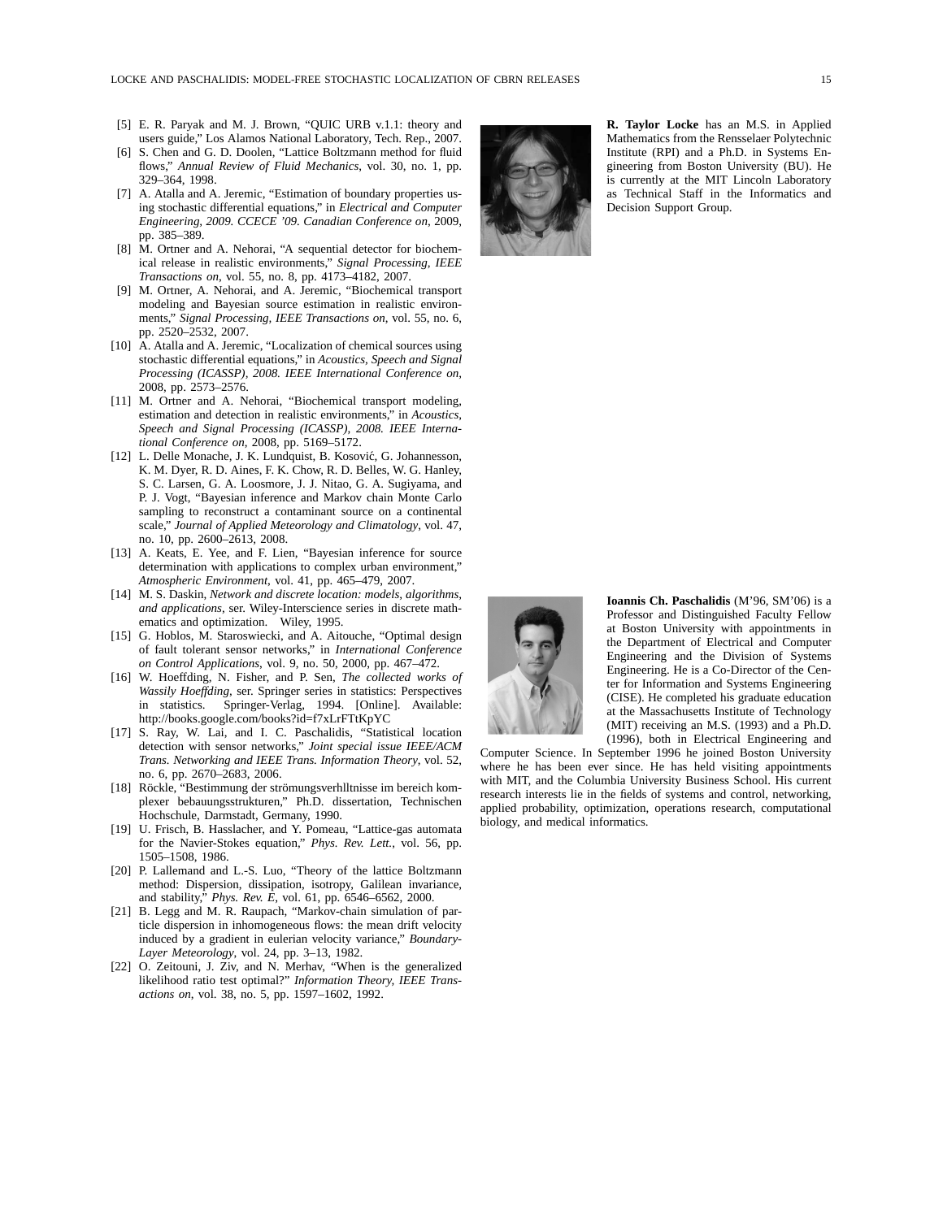[5] E. R. Paryak and M. J. Brown, “QUIC URB v.1.1: theory and users guide,” Los Alamos National Laboratory, Tech. Rep., 2007.

[6] S. Chen and G. D. Doolen, “Lattice Boltzmann method for fluid flows,” *Annual Review of Fluid Mechanics*, vol. 30, no. 1, pp. 329–364, 1998.

[7] A. Atalla and A. Jeremic, “Estimation of boundary properties using stochastic differential equations,” in *Electrical and Computer Engineering, 2009. CCECE ’09. Canadian Conference on*, 2009, pp. 385–389.

[8] M. Ortner and A. Nehorai, “A sequential detector for biochemical release in realistic environments,” *Signal Processing, IEEE Transactions on*, vol. 55, no. 8, pp. 4173–4182, 2007.

[9] M. Ortner, A. Nehorai, and A. Jeremic, “Biochemical transport modeling and Bayesian source estimation in realistic environments,” *Signal Processing, IEEE Transactions on*, vol. 55, no. 6, pp. 2520–2532, 2007.

[10] A. Atalla and A. Jeremic, “Localization of chemical sources using stochastic differential equations,” in *Acoustics, Speech and Signal Processing (ICASSP), 2008. IEEE International Conference on*, 2008, pp. 2573–2576.

[11] M. Ortner and A. Nehorai, “Biochemical transport modeling, estimation and detection in realistic environments,” in *Acoustics, Speech and Signal Processing (ICASSP), 2008. IEEE International Conference on*, 2008, pp. 5169–5172.

[12] L. Delle Monache, J. K. Lundquist, B. Kosović, G. Johannesson, K. M. Dyer, R. D. Aines, F. K. Chow, R. D. Belles, W. G. Hanley, S. C. Larsen, G. A. Loosmore, J. J. Nitao, G. A. Sugiyama, and P. J. Vogt, “Bayesian inference and Markov chain Monte Carlo sampling to reconstruct a contaminant source on a continental scale,” *Journal of Applied Meteorology and Climatology*, vol. 47, no. 10, pp. 2600–2613, 2008.

[13] A. Keats, E. Yee, and F. Lien, “Bayesian inference for source determination with applications to complex urban environment,” *Atmospheric Environment*, vol. 41, pp. 465–479, 2007.

[14] M. S. Daskin, *Network and discrete location: models, algorithms, and applications*, ser. Wiley-Interscience series in discrete mathematics and optimization. Wiley, 1995.

[15] G. Hoblos, M. Staroswiecki, and A. Aitouche, “Optimal design of fault tolerant sensor networks,” in *International Conference on Control Applications*, vol. 9, no. 50, 2000, pp. 467–472.

[16] W. Hoeffding, N. Fisher, and P. Sen, *The collected works of Wassily Hoeffding*, ser. Springer series in statistics: Perspectives in statistics. Springer-Verlag, 1994. [Online]. Available: http://books.google.com/books?id=f7xLrFTtKpYC

[17] S. Ray, W. Lai, and I. C. Paschalidis, “Statistical location detection with sensor networks,” *Joint special issue IEEE/ACM Trans. Networking and IEEE Trans. Information Theory*, vol. 52, no. 6, pp. 2670–2683, 2006.

[18] Röckle, “Bestimmung der strömungsverhlltnisse im bereich komplexer bebauungsstrukturen,” Ph.D. dissertation, Technischen Hochschule, Darmstadt, Germany, 1990.

[19] U. Frisch, B. Hasslacher, and Y. Pomeau, “Lattice-gas automata for the Navier-Stokes equation,” *Phys. Rev. Lett.*, vol. 56, pp. 1505–1508, 1986.

[20] P. Lallemand and L.-S. Luo, “Theory of the lattice Boltzmann method: Dispersion, dissipation, isotropy, Galilean invariance, and stability,” *Phys. Rev. E*, vol. 61, pp. 6546–6562, 2000.

[21] B. Legg and M. R. Raupach, “Markov-chain simulation of particle dispersion in inhomogeneous flows: the mean drift velocity induced by a gradient in eulerian velocity variance,” *Boundary-Layer Meteorology*, vol. 24, pp. 3–13, 1982.

[22] O. Zeitouni, J. Ziv, and N. Merhav, “When is the generalized likelihood ratio test optimal?” *Information Theory, IEEE Transactions on*, vol. 38, no. 5, pp. 1597–1602, 1992.

**R. Taylor Locke** has an M.S. in Applied Mathematics from the Rensselaer Polytechnic Institute (RPI) and a Ph.D. in Systems Engineering from Boston University (BU). He is currently at the MIT Lincoln Laboratory as Technical Staff in the Informatics and Decision Support Group.

**Ioannis Ch. Paschalidis** (M’96, SM’06) is a Professor and Distinguished Faculty Fellow at Boston University with appointments in the Department of Electrical and Computer Engineering and the Division of Systems Engineering. He is a Co-Director of the Center for Information and Systems Engineering (CISE). He completed his graduate education at the Massachusetts Institute of Technology (MIT) receiving an M.S. (1993) and a Ph.D. (1996), both in Electrical Engineering and Computer Science. In September 1996 he joined Boston University where he has been ever since. He has held visiting appointments with MIT, and the Columbia University Business School. His current research interests lie in the fields of systems and control, networking, applied probability, optimization, operations research, computational biology, and medical informatics.